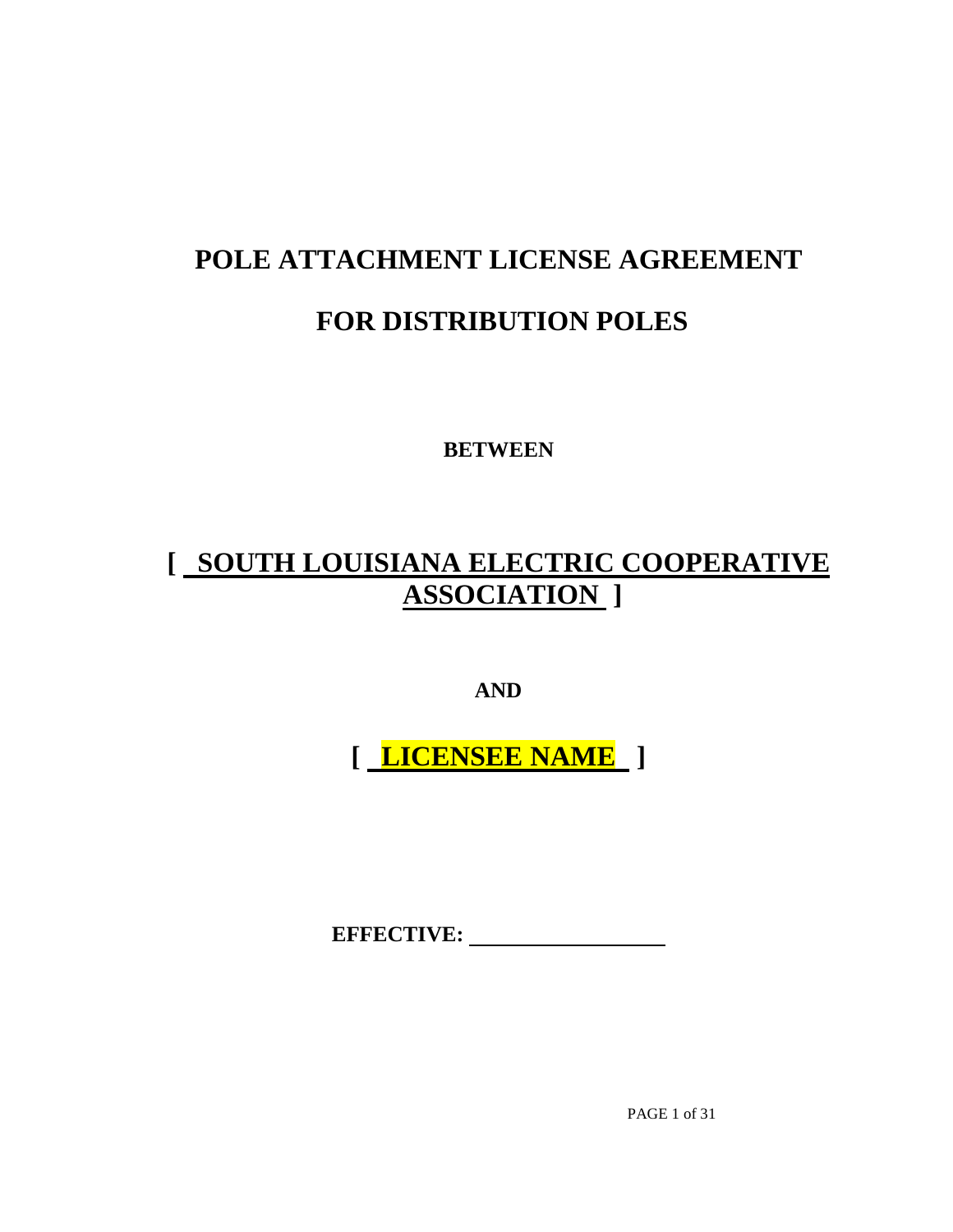# POLE ATTACHMENT LICENSE AGREEMENT

# FOR DISTRIBUTION POLES

**BETWEEN**

## [ SOUTH LOUISIANA ELECTRIC COOPERATIVE ASSOCIATION ]

**AND**

## [ LICENSEE NAME ]

**EFFECTIVE:** ____________________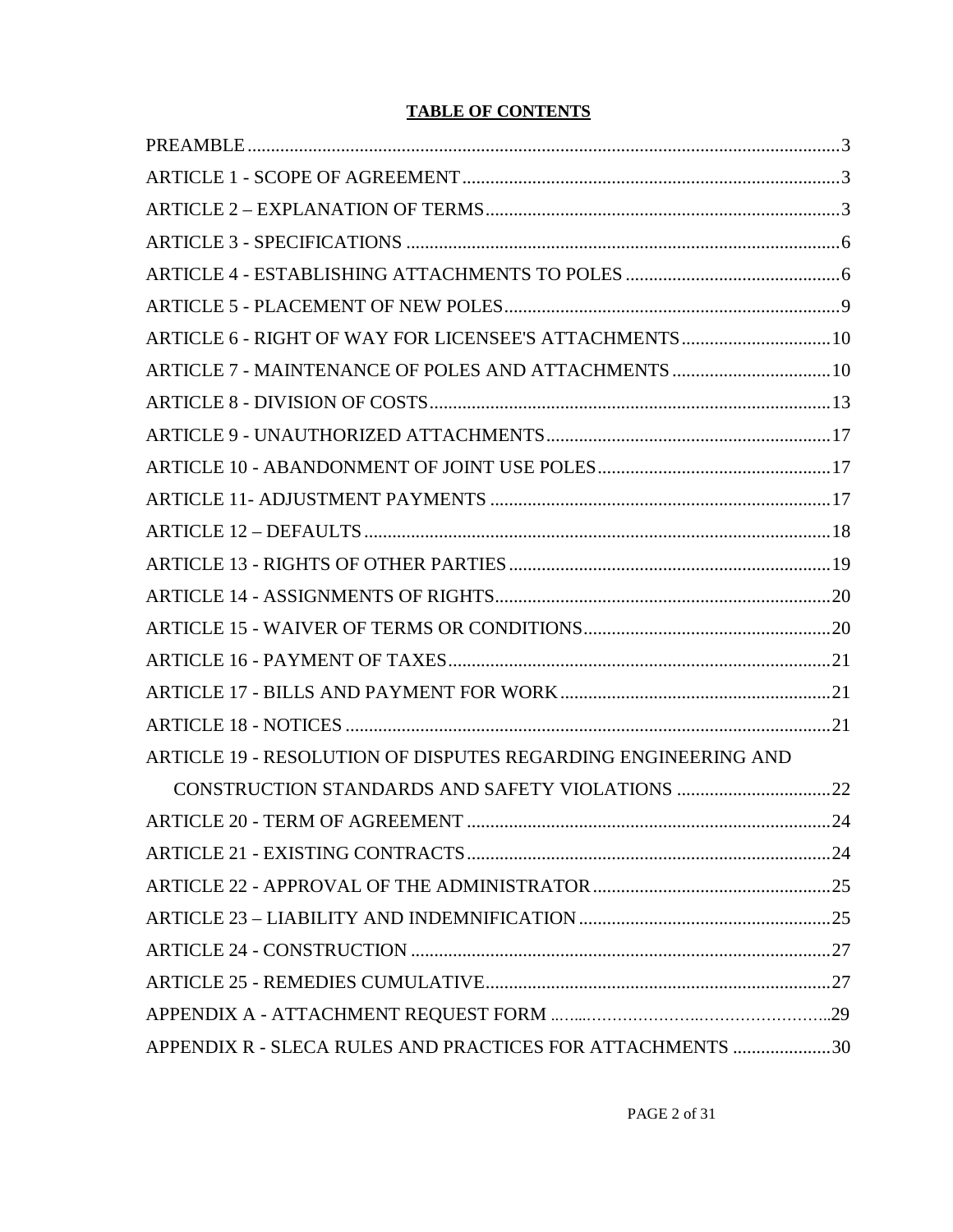# TABLE OF CONTENTS

PREAMBLE....................3

ARTICLE 1 - SCOPE OF AGREEMENT....................3

ARTICLE 2 – EXPLANATION OF TERMS....................3

ARTICLE 3 - SPECIFICATIONS....................6

ARTICLE 4 - ESTABLISHING ATTACHMENTS TO POLES....................6

ARTICLE 5 - PLACEMENT OF NEW POLES....................9

ARTICLE 6 - RIGHT OF WAY FOR LICENSEE'S ATTACHMENTS....................10

ARTICLE 7 - MAINTENANCE OF POLES AND ATTACHMENTS....................10

ARTICLE 8 - DIVISION OF COSTS....................13

ARTICLE 9 - UNAUTHORIZED ATTACHMENTS....................17

ARTICLE 10 - ABANDONMENT OF JOINT USE POLES....................17

ARTICLE 11- ADJUSTMENT PAYMENTS....................17

ARTICLE 12 – DEFAULTS....................18

ARTICLE 13 - RIGHTS OF OTHER PARTIES....................19

ARTICLE 14 - ASSIGNMENTS OF RIGHTS....................20

ARTICLE 15 - WAIVER OF TERMS OR CONDITIONS....................20

ARTICLE 16 - PAYMENT OF TAXES....................21

ARTICLE 17 - BILLS AND PAYMENT FOR WORK....................21

ARTICLE 18 - NOTICES....................21

ARTICLE 19 - RESOLUTION OF DISPUTES REGARDING ENGINEERING AND CONSTRUCTION STANDARDS AND SAFETY VIOLATIONS....................22

ARTICLE 20 - TERM OF AGREEMENT....................24

ARTICLE 21 - EXISTING CONTRACTS....................24

ARTICLE 22 - APPROVAL OF THE ADMINISTRATOR....................25

ARTICLE 23 – LIABILITY AND INDEMNIFICATION....................25

ARTICLE 24 - CONSTRUCTION....................27

ARTICLE 25 - REMEDIES CUMULATIVE....................27

APPENDIX A - ATTACHMENT REQUEST FORM....................29

APPENDIX R - SLECA RULES AND PRACTICES FOR ATTACHMENTS....................30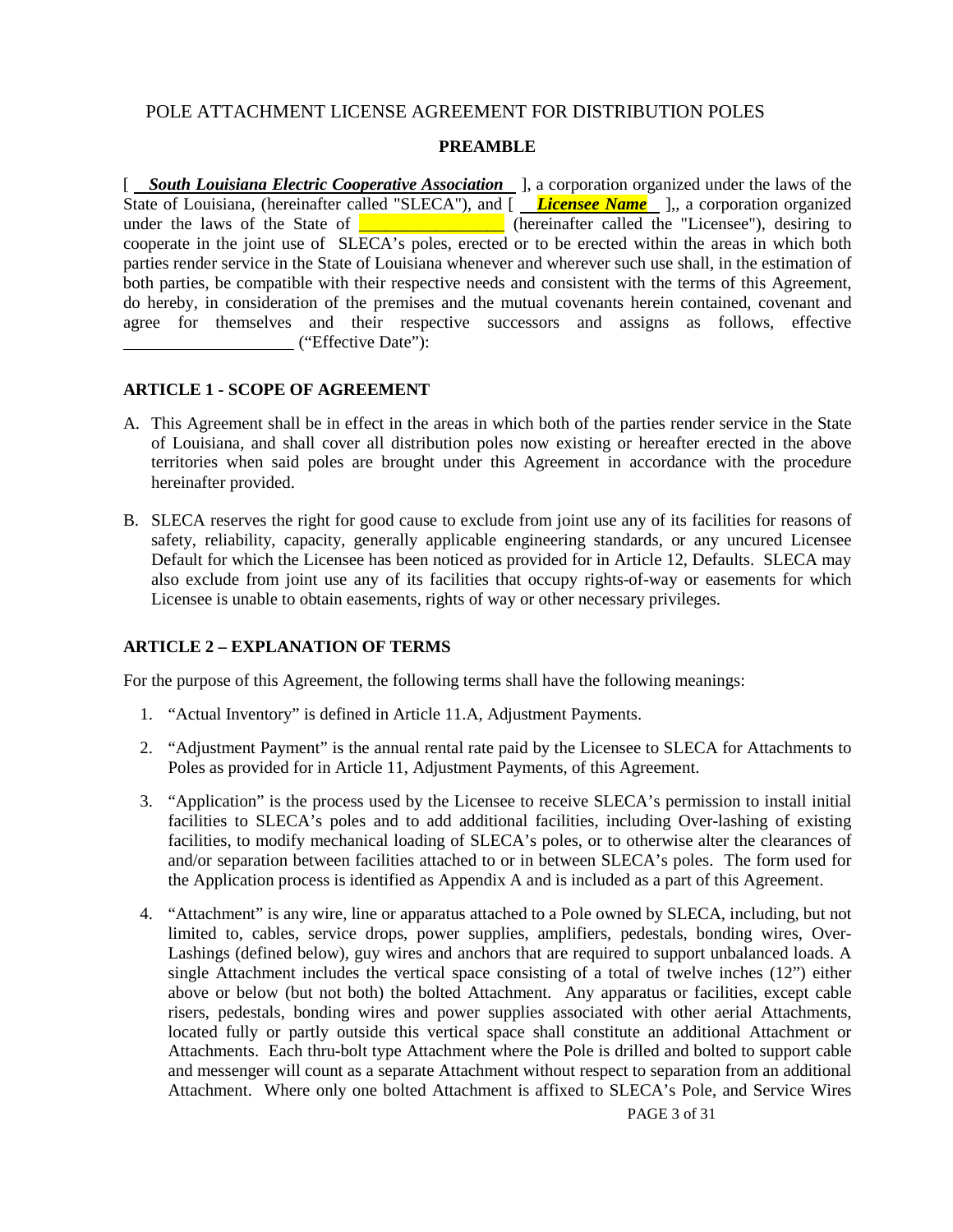POLE ATTACHMENT LICENSE AGREEMENT FOR DISTRIBUTION POLES

**PREAMBLE**

[ ***South Louisiana Electric Cooperative Association*** ], a corporation organized under the laws of the State of Louisiana, (hereinafter called "SLECA"), and [ ***Licensee Name*** ],, a corporation organized under the laws of the State of \_\_\_\_\_\_\_\_\_\_\_\_\_\_\_\_\_ (hereinafter called the "Licensee"), desiring to cooperate in the joint use of SLECA's poles, erected or to be erected within the areas in which both parties render service in the State of Louisiana whenever and wherever such use shall, in the estimation of both parties, be compatible with their respective needs and consistent with the terms of this Agreement, do hereby, in consideration of the premises and the mutual covenants herein contained, covenant and agree for themselves and their respective successors and assigns as follows, effective \_\_\_\_\_\_\_\_\_\_\_\_\_\_\_\_\_\_\_\_ ("Effective Date"):

**ARTICLE 1 - SCOPE OF AGREEMENT**

A. This Agreement shall be in effect in the areas in which both of the parties render service in the State of Louisiana, and shall cover all distribution poles now existing or hereafter erected in the above territories when said poles are brought under this Agreement in accordance with the procedure hereinafter provided.

B. SLECA reserves the right for good cause to exclude from joint use any of its facilities for reasons of safety, reliability, capacity, generally applicable engineering standards, or any uncured Licensee Default for which the Licensee has been noticed as provided for in Article 12, Defaults. SLECA may also exclude from joint use any of its facilities that occupy rights-of-way or easements for which Licensee is unable to obtain easements, rights of way or other necessary privileges.

**ARTICLE 2 – EXPLANATION OF TERMS**

For the purpose of this Agreement, the following terms shall have the following meanings:

1. "Actual Inventory" is defined in Article 11.A, Adjustment Payments.

2. "Adjustment Payment" is the annual rental rate paid by the Licensee to SLECA for Attachments to Poles as provided for in Article 11, Adjustment Payments, of this Agreement.

3. "Application" is the process used by the Licensee to receive SLECA's permission to install initial facilities to SLECA's poles and to add additional facilities, including Over-lashing of existing facilities, to modify mechanical loading of SLECA's poles, or to otherwise alter the clearances of and/or separation between facilities attached to or in between SLECA's poles. The form used for the Application process is identified as Appendix A and is included as a part of this Agreement.

4. "Attachment" is any wire, line or apparatus attached to a Pole owned by SLECA, including, but not limited to, cables, service drops, power supplies, amplifiers, pedestals, bonding wires, Over-Lashings (defined below), guy wires and anchors that are required to support unbalanced loads. A single Attachment includes the vertical space consisting of a total of twelve inches (12") either above or below (but not both) the bolted Attachment. Any apparatus or facilities, except cable risers, pedestals, bonding wires and power supplies associated with other aerial Attachments, located fully or partly outside this vertical space shall constitute an additional Attachment or Attachments. Each thru-bolt type Attachment where the Pole is drilled and bolted to support cable and messenger will count as a separate Attachment without respect to separation from an additional Attachment. Where only one bolted Attachment is affixed to SLECA's Pole, and Service Wires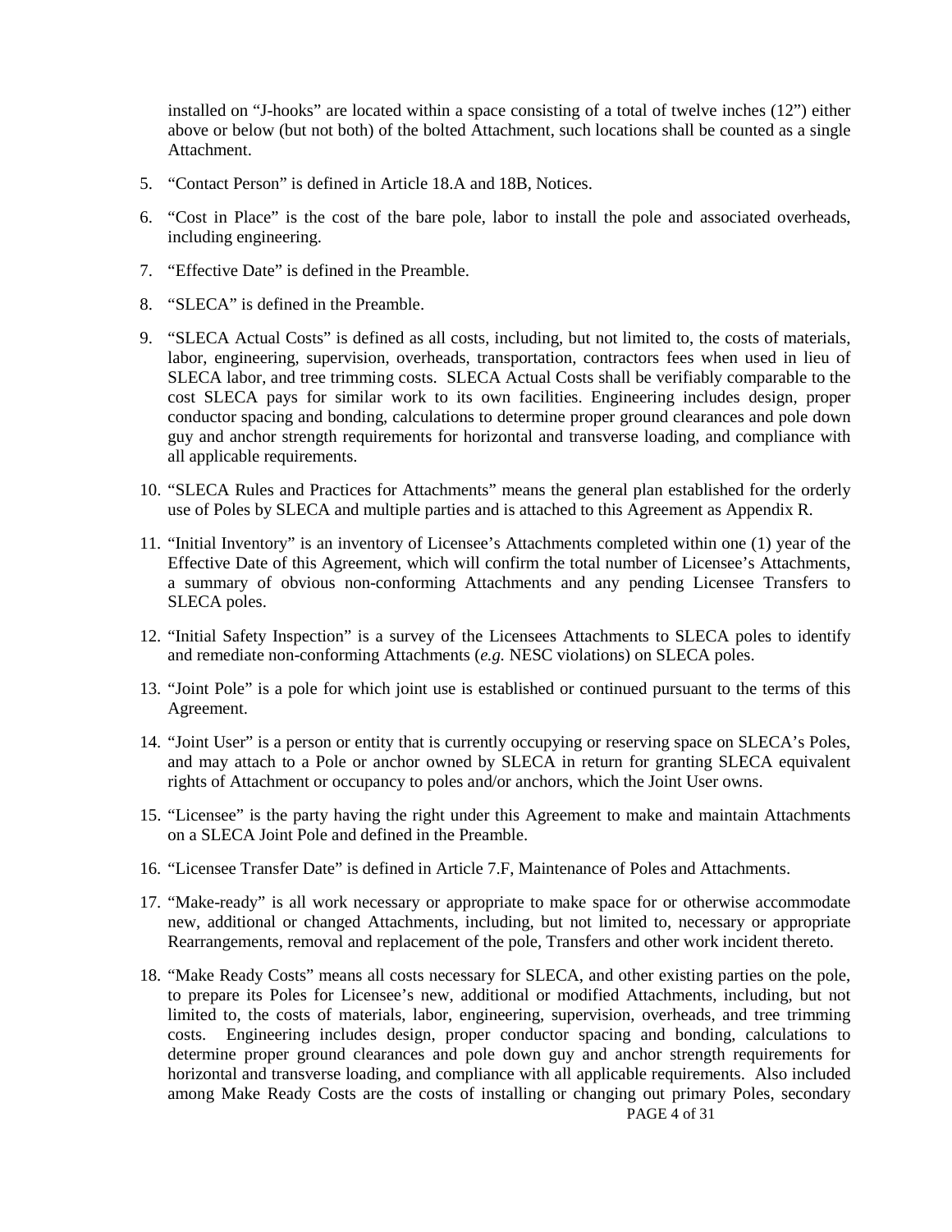installed on "J-hooks" are located within a space consisting of a total of twelve inches (12") either above or below (but not both) of the bolted Attachment, such locations shall be counted as a single Attachment.

5. "Contact Person" is defined in Article 18.A and 18B, Notices.

6. "Cost in Place" is the cost of the bare pole, labor to install the pole and associated overheads, including engineering.

7. "Effective Date" is defined in the Preamble.

8. "SLECA" is defined in the Preamble.

9. "SLECA Actual Costs" is defined as all costs, including, but not limited to, the costs of materials, labor, engineering, supervision, overheads, transportation, contractors fees when used in lieu of SLECA labor, and tree trimming costs. SLECA Actual Costs shall be verifiably comparable to the cost SLECA pays for similar work to its own facilities. Engineering includes design, proper conductor spacing and bonding, calculations to determine proper ground clearances and pole down guy and anchor strength requirements for horizontal and transverse loading, and compliance with all applicable requirements.

10. "SLECA Rules and Practices for Attachments" means the general plan established for the orderly use of Poles by SLECA and multiple parties and is attached to this Agreement as Appendix R.

11. "Initial Inventory" is an inventory of Licensee's Attachments completed within one (1) year of the Effective Date of this Agreement, which will confirm the total number of Licensee's Attachments, a summary of obvious non-conforming Attachments and any pending Licensee Transfers to SLECA poles.

12. "Initial Safety Inspection" is a survey of the Licensees Attachments to SLECA poles to identify and remediate non-conforming Attachments (*e.g.* NESC violations) on SLECA poles.

13. "Joint Pole" is a pole for which joint use is established or continued pursuant to the terms of this Agreement.

14. "Joint User" is a person or entity that is currently occupying or reserving space on SLECA's Poles, and may attach to a Pole or anchor owned by SLECA in return for granting SLECA equivalent rights of Attachment or occupancy to poles and/or anchors, which the Joint User owns.

15. "Licensee" is the party having the right under this Agreement to make and maintain Attachments on a SLECA Joint Pole and defined in the Preamble.

16. "Licensee Transfer Date" is defined in Article 7.F, Maintenance of Poles and Attachments.

17. "Make-ready" is all work necessary or appropriate to make space for or otherwise accommodate new, additional or changed Attachments, including, but not limited to, necessary or appropriate Rearrangements, removal and replacement of the pole, Transfers and other work incident thereto.

18. "Make Ready Costs" means all costs necessary for SLECA, and other existing parties on the pole, to prepare its Poles for Licensee's new, additional or modified Attachments, including, but not limited to, the costs of materials, labor, engineering, supervision, overheads, and tree trimming costs. Engineering includes design, proper conductor spacing and bonding, calculations to determine proper ground clearances and pole down guy and anchor strength requirements for horizontal and transverse loading, and compliance with all applicable requirements. Also included among Make Ready Costs are the costs of installing or changing out primary Poles, secondary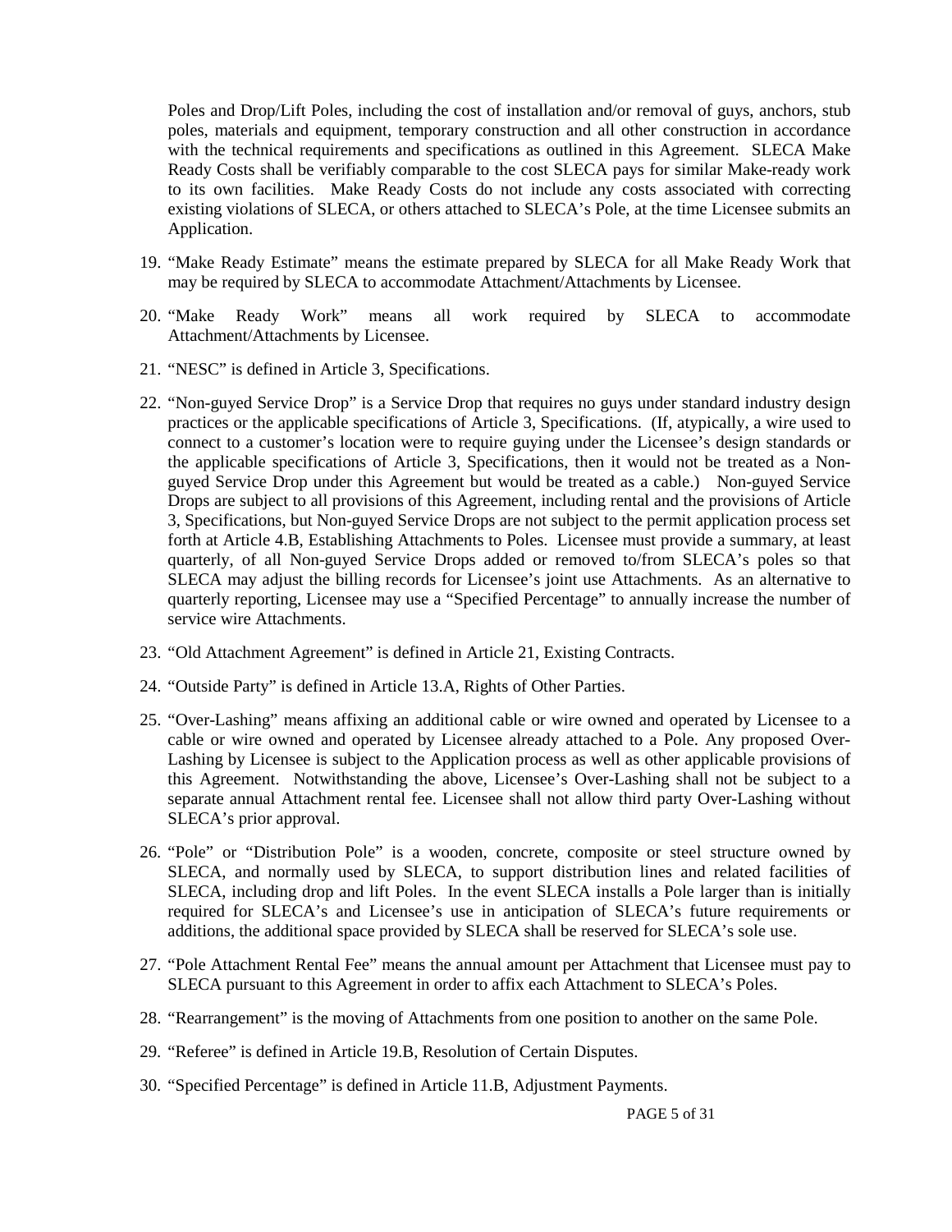Poles and Drop/Lift Poles, including the cost of installation and/or removal of guys, anchors, stub poles, materials and equipment, temporary construction and all other construction in accordance with the technical requirements and specifications as outlined in this Agreement. SLECA Make Ready Costs shall be verifiably comparable to the cost SLECA pays for similar Make-ready work to its own facilities. Make Ready Costs do not include any costs associated with correcting existing violations of SLECA, or others attached to SLECA's Pole, at the time Licensee submits an Application.

19. "Make Ready Estimate" means the estimate prepared by SLECA for all Make Ready Work that may be required by SLECA to accommodate Attachment/Attachments by Licensee.

20. "Make Ready Work" means all work required by SLECA to accommodate Attachment/Attachments by Licensee.

21. "NESC" is defined in Article 3, Specifications.

22. "Non-guyed Service Drop" is a Service Drop that requires no guys under standard industry design practices or the applicable specifications of Article 3, Specifications. (If, atypically, a wire used to connect to a customer's location were to require guying under the Licensee's design standards or the applicable specifications of Article 3, Specifications, then it would not be treated as a Non-guyed Service Drop under this Agreement but would be treated as a cable.) Non-guyed Service Drops are subject to all provisions of this Agreement, including rental and the provisions of Article 3, Specifications, but Non-guyed Service Drops are not subject to the permit application process set forth at Article 4.B, Establishing Attachments to Poles. Licensee must provide a summary, at least quarterly, of all Non-guyed Service Drops added or removed to/from SLECA's poles so that SLECA may adjust the billing records for Licensee's joint use Attachments. As an alternative to quarterly reporting, Licensee may use a "Specified Percentage" to annually increase the number of service wire Attachments.

23. "Old Attachment Agreement" is defined in Article 21, Existing Contracts.

24. "Outside Party" is defined in Article 13.A, Rights of Other Parties.

25. "Over-Lashing" means affixing an additional cable or wire owned and operated by Licensee to a cable or wire owned and operated by Licensee already attached to a Pole. Any proposed Over-Lashing by Licensee is subject to the Application process as well as other applicable provisions of this Agreement. Notwithstanding the above, Licensee's Over-Lashing shall not be subject to a separate annual Attachment rental fee. Licensee shall not allow third party Over-Lashing without SLECA's prior approval.

26. "Pole" or "Distribution Pole" is a wooden, concrete, composite or steel structure owned by SLECA, and normally used by SLECA, to support distribution lines and related facilities of SLECA, including drop and lift Poles. In the event SLECA installs a Pole larger than is initially required for SLECA's and Licensee's use in anticipation of SLECA's future requirements or additions, the additional space provided by SLECA shall be reserved for SLECA's sole use.

27. "Pole Attachment Rental Fee" means the annual amount per Attachment that Licensee must pay to SLECA pursuant to this Agreement in order to affix each Attachment to SLECA's Poles.

28. "Rearrangement" is the moving of Attachments from one position to another on the same Pole.

29. "Referee" is defined in Article 19.B, Resolution of Certain Disputes.

30. "Specified Percentage" is defined in Article 11.B, Adjustment Payments.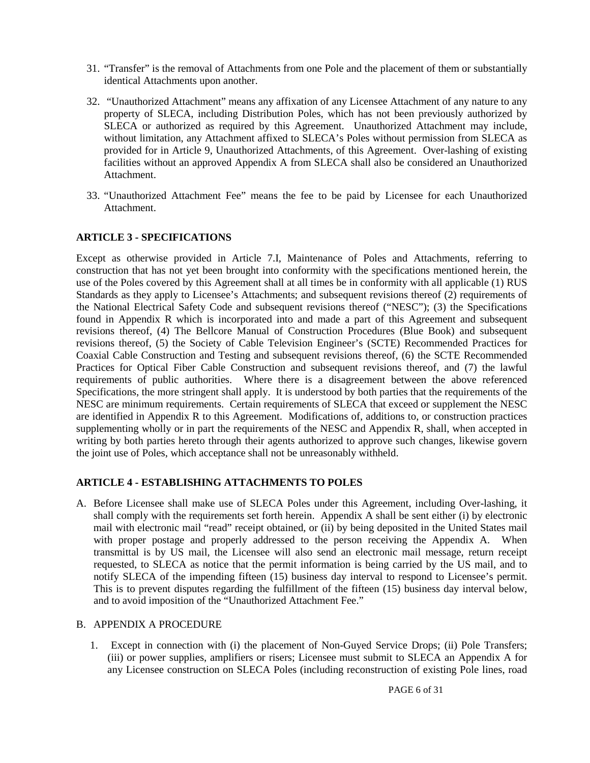31. "Transfer" is the removal of Attachments from one Pole and the placement of them or substantially identical Attachments upon another.

32. "Unauthorized Attachment" means any affixation of any Licensee Attachment of any nature to any property of SLECA, including Distribution Poles, which has not been previously authorized by SLECA or authorized as required by this Agreement. Unauthorized Attachment may include, without limitation, any Attachment affixed to SLECA's Poles without permission from SLECA as provided for in Article 9, Unauthorized Attachments, of this Agreement. Over-lashing of existing facilities without an approved Appendix A from SLECA shall also be considered an Unauthorized Attachment.

33. "Unauthorized Attachment Fee" means the fee to be paid by Licensee for each Unauthorized Attachment.

## ARTICLE 3 - SPECIFICATIONS

Except as otherwise provided in Article 7.I, Maintenance of Poles and Attachments, referring to construction that has not yet been brought into conformity with the specifications mentioned herein, the use of the Poles covered by this Agreement shall at all times be in conformity with all applicable (1) RUS Standards as they apply to Licensee's Attachments; and subsequent revisions thereof (2) requirements of the National Electrical Safety Code and subsequent revisions thereof ("NESC"); (3) the Specifications found in Appendix R which is incorporated into and made a part of this Agreement and subsequent revisions thereof, (4) The Bellcore Manual of Construction Procedures (Blue Book) and subsequent revisions thereof, (5) the Society of Cable Television Engineer's (SCTE) Recommended Practices for Coaxial Cable Construction and Testing and subsequent revisions thereof, (6) the SCTE Recommended Practices for Optical Fiber Cable Construction and subsequent revisions thereof, and (7) the lawful requirements of public authorities. Where there is a disagreement between the above referenced Specifications, the more stringent shall apply. It is understood by both parties that the requirements of the NESC are minimum requirements. Certain requirements of SLECA that exceed or supplement the NESC are identified in Appendix R to this Agreement. Modifications of, additions to, or construction practices supplementing wholly or in part the requirements of the NESC and Appendix R, shall, when accepted in writing by both parties hereto through their agents authorized to approve such changes, likewise govern the joint use of Poles, which acceptance shall not be unreasonably withheld.

## ARTICLE 4 - ESTABLISHING ATTACHMENTS TO POLES

A. Before Licensee shall make use of SLECA Poles under this Agreement, including Over-lashing, it shall comply with the requirements set forth herein. Appendix A shall be sent either (i) by electronic mail with electronic mail "read" receipt obtained, or (ii) by being deposited in the United States mail with proper postage and properly addressed to the person receiving the Appendix A. When transmittal is by US mail, the Licensee will also send an electronic mail message, return receipt requested, to SLECA as notice that the permit information is being carried by the US mail, and to notify SLECA of the impending fifteen (15) business day interval to respond to Licensee's permit. This is to prevent disputes regarding the fulfillment of the fifteen (15) business day interval below, and to avoid imposition of the "Unauthorized Attachment Fee."

B. APPENDIX A PROCEDURE

1. Except in connection with (i) the placement of Non-Guyed Service Drops; (ii) Pole Transfers; (iii) or power supplies, amplifiers or risers; Licensee must submit to SLECA an Appendix A for any Licensee construction on SLECA Poles (including reconstruction of existing Pole lines, road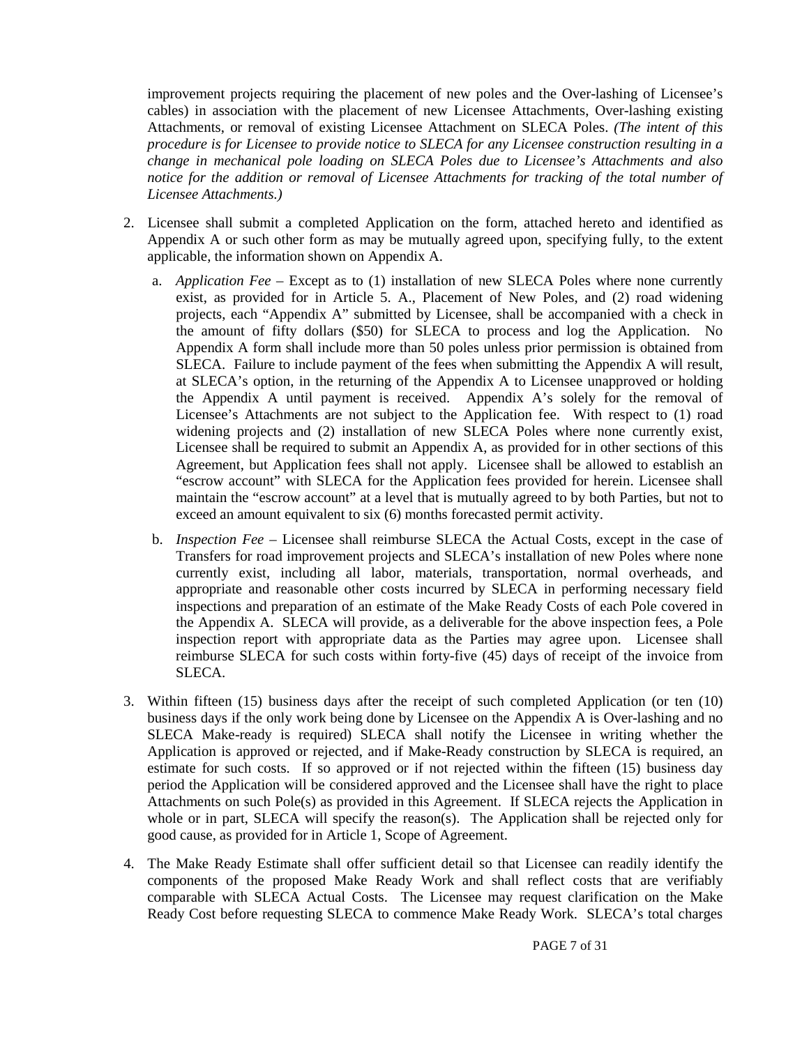improvement projects requiring the placement of new poles and the Over-lashing of Licensee's cables) in association with the placement of new Licensee Attachments, Over-lashing existing Attachments, or removal of existing Licensee Attachment on SLECA Poles. *(The intent of this procedure is for Licensee to provide notice to SLECA for any Licensee construction resulting in a change in mechanical pole loading on SLECA Poles due to Licensee's Attachments and also notice for the addition or removal of Licensee Attachments for tracking of the total number of Licensee Attachments.)*

2. Licensee shall submit a completed Application on the form, attached hereto and identified as Appendix A or such other form as may be mutually agreed upon, specifying fully, to the extent applicable, the information shown on Appendix A.

   a. *Application Fee* – Except as to (1) installation of new SLECA Poles where none currently exist, as provided for in Article 5. A., Placement of New Poles, and (2) road widening projects, each "Appendix A" submitted by Licensee, shall be accompanied with a check in the amount of fifty dollars ($50) for SLECA to process and log the Application. No Appendix A form shall include more than 50 poles unless prior permission is obtained from SLECA. Failure to include payment of the fees when submitting the Appendix A will result, at SLECA's option, in the returning of the Appendix A to Licensee unapproved or holding the Appendix A until payment is received. Appendix A's solely for the removal of Licensee's Attachments are not subject to the Application fee. With respect to (1) road widening projects and (2) installation of new SLECA Poles where none currently exist, Licensee shall be required to submit an Appendix A, as provided for in other sections of this Agreement, but Application fees shall not apply. Licensee shall be allowed to establish an "escrow account" with SLECA for the Application fees provided for herein. Licensee shall maintain the "escrow account" at a level that is mutually agreed to by both Parties, but not to exceed an amount equivalent to six (6) months forecasted permit activity.

   b. *Inspection Fee* – Licensee shall reimburse SLECA the Actual Costs, except in the case of Transfers for road improvement projects and SLECA's installation of new Poles where none currently exist, including all labor, materials, transportation, normal overheads, and appropriate and reasonable other costs incurred by SLECA in performing necessary field inspections and preparation of an estimate of the Make Ready Costs of each Pole covered in the Appendix A. SLECA will provide, as a deliverable for the above inspection fees, a Pole inspection report with appropriate data as the Parties may agree upon. Licensee shall reimburse SLECA for such costs within forty-five (45) days of receipt of the invoice from SLECA.

3. Within fifteen (15) business days after the receipt of such completed Application (or ten (10) business days if the only work being done by Licensee on the Appendix A is Over-lashing and no SLECA Make-ready is required) SLECA shall notify the Licensee in writing whether the Application is approved or rejected, and if Make-Ready construction by SLECA is required, an estimate for such costs. If so approved or if not rejected within the fifteen (15) business day period the Application will be considered approved and the Licensee shall have the right to place Attachments on such Pole(s) as provided in this Agreement. If SLECA rejects the Application in whole or in part, SLECA will specify the reason(s). The Application shall be rejected only for good cause, as provided for in Article 1, Scope of Agreement.

4. The Make Ready Estimate shall offer sufficient detail so that Licensee can readily identify the components of the proposed Make Ready Work and shall reflect costs that are verifiably comparable with SLECA Actual Costs. The Licensee may request clarification on the Make Ready Cost before requesting SLECA to commence Make Ready Work. SLECA's total charges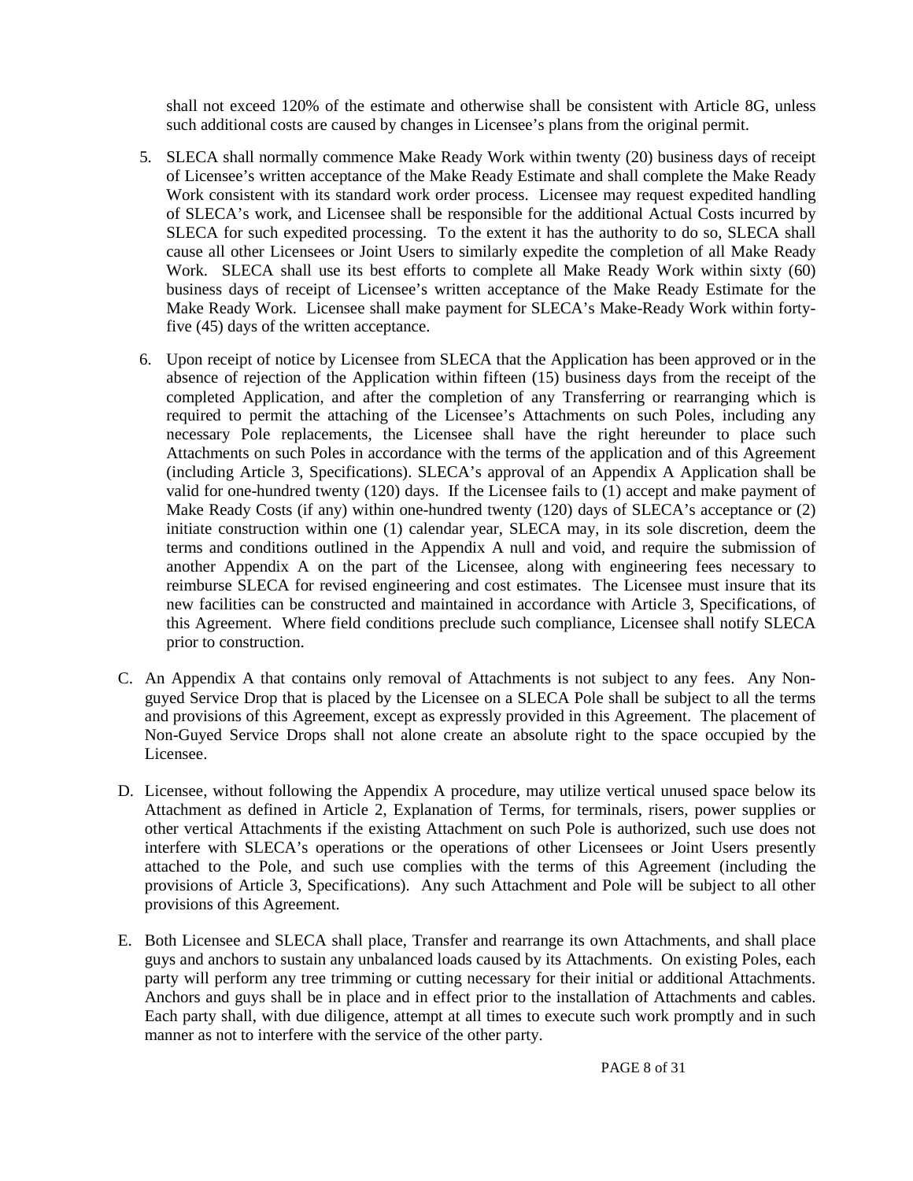shall not exceed 120% of the estimate and otherwise shall be consistent with Article 8G, unless such additional costs are caused by changes in Licensee's plans from the original permit.

5. SLECA shall normally commence Make Ready Work within twenty (20) business days of receipt of Licensee's written acceptance of the Make Ready Estimate and shall complete the Make Ready Work consistent with its standard work order process. Licensee may request expedited handling of SLECA's work, and Licensee shall be responsible for the additional Actual Costs incurred by SLECA for such expedited processing. To the extent it has the authority to do so, SLECA shall cause all other Licensees or Joint Users to similarly expedite the completion of all Make Ready Work. SLECA shall use its best efforts to complete all Make Ready Work within sixty (60) business days of receipt of Licensee's written acceptance of the Make Ready Estimate for the Make Ready Work. Licensee shall make payment for SLECA's Make-Ready Work within forty-five (45) days of the written acceptance.

6. Upon receipt of notice by Licensee from SLECA that the Application has been approved or in the absence of rejection of the Application within fifteen (15) business days from the receipt of the completed Application, and after the completion of any Transferring or rearranging which is required to permit the attaching of the Licensee's Attachments on such Poles, including any necessary Pole replacements, the Licensee shall have the right hereunder to place such Attachments on such Poles in accordance with the terms of the application and of this Agreement (including Article 3, Specifications). SLECA's approval of an Appendix A Application shall be valid for one-hundred twenty (120) days. If the Licensee fails to (1) accept and make payment of Make Ready Costs (if any) within one-hundred twenty (120) days of SLECA's acceptance or (2) initiate construction within one (1) calendar year, SLECA may, in its sole discretion, deem the terms and conditions outlined in the Appendix A null and void, and require the submission of another Appendix A on the part of the Licensee, along with engineering fees necessary to reimburse SLECA for revised engineering and cost estimates. The Licensee must insure that its new facilities can be constructed and maintained in accordance with Article 3, Specifications, of this Agreement. Where field conditions preclude such compliance, Licensee shall notify SLECA prior to construction.

C. An Appendix A that contains only removal of Attachments is not subject to any fees. Any Non-guyed Service Drop that is placed by the Licensee on a SLECA Pole shall be subject to all the terms and provisions of this Agreement, except as expressly provided in this Agreement. The placement of Non-Guyed Service Drops shall not alone create an absolute right to the space occupied by the Licensee.

D. Licensee, without following the Appendix A procedure, may utilize vertical unused space below its Attachment as defined in Article 2, Explanation of Terms, for terminals, risers, power supplies or other vertical Attachments if the existing Attachment on such Pole is authorized, such use does not interfere with SLECA's operations or the operations of other Licensees or Joint Users presently attached to the Pole, and such use complies with the terms of this Agreement (including the provisions of Article 3, Specifications). Any such Attachment and Pole will be subject to all other provisions of this Agreement.

E. Both Licensee and SLECA shall place, Transfer and rearrange its own Attachments, and shall place guys and anchors to sustain any unbalanced loads caused by its Attachments. On existing Poles, each party will perform any tree trimming or cutting necessary for their initial or additional Attachments. Anchors and guys shall be in place and in effect prior to the installation of Attachments and cables. Each party shall, with due diligence, attempt at all times to execute such work promptly and in such manner as not to interfere with the service of the other party.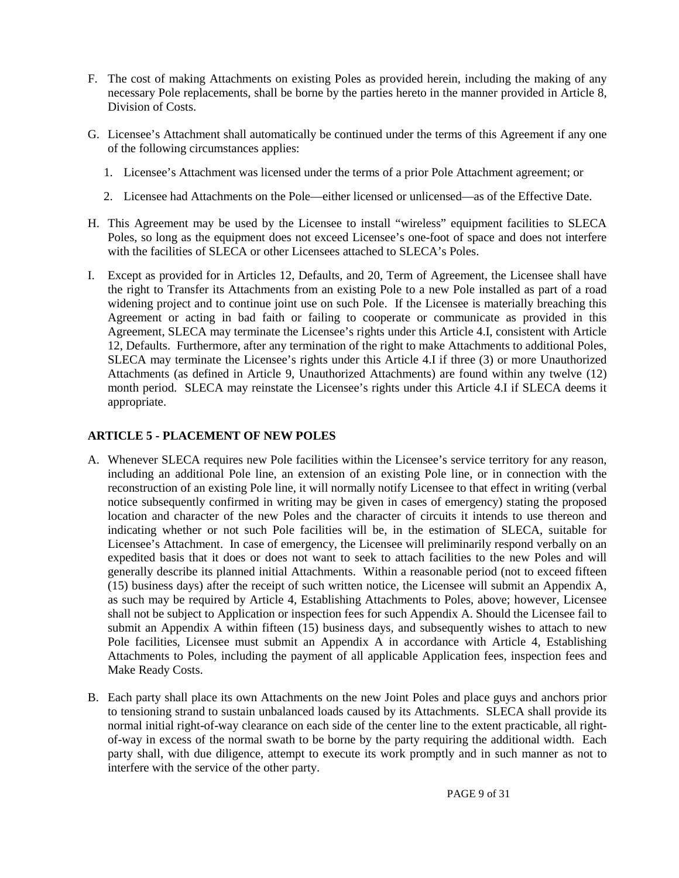F. The cost of making Attachments on existing Poles as provided herein, including the making of any necessary Pole replacements, shall be borne by the parties hereto in the manner provided in Article 8, Division of Costs.

G. Licensee's Attachment shall automatically be continued under the terms of this Agreement if any one of the following circumstances applies:

   1. Licensee's Attachment was licensed under the terms of a prior Pole Attachment agreement; or

   2. Licensee had Attachments on the Pole—either licensed or unlicensed—as of the Effective Date.

H. This Agreement may be used by the Licensee to install "wireless" equipment facilities to SLECA Poles, so long as the equipment does not exceed Licensee's one-foot of space and does not interfere with the facilities of SLECA or other Licensees attached to SLECA's Poles.

I. Except as provided for in Articles 12, Defaults, and 20, Term of Agreement, the Licensee shall have the right to Transfer its Attachments from an existing Pole to a new Pole installed as part of a road widening project and to continue joint use on such Pole. If the Licensee is materially breaching this Agreement or acting in bad faith or failing to cooperate or communicate as provided in this Agreement, SLECA may terminate the Licensee's rights under this Article 4.I, consistent with Article 12, Defaults. Furthermore, after any termination of the right to make Attachments to additional Poles, SLECA may terminate the Licensee's rights under this Article 4.I if three (3) or more Unauthorized Attachments (as defined in Article 9, Unauthorized Attachments) are found within any twelve (12) month period. SLECA may reinstate the Licensee's rights under this Article 4.I if SLECA deems it appropriate.

## ARTICLE 5 - PLACEMENT OF NEW POLES

A. Whenever SLECA requires new Pole facilities within the Licensee's service territory for any reason, including an additional Pole line, an extension of an existing Pole line, or in connection with the reconstruction of an existing Pole line, it will normally notify Licensee to that effect in writing (verbal notice subsequently confirmed in writing may be given in cases of emergency) stating the proposed location and character of the new Poles and the character of circuits it intends to use thereon and indicating whether or not such Pole facilities will be, in the estimation of SLECA, suitable for Licensee's Attachment. In case of emergency, the Licensee will preliminarily respond verbally on an expedited basis that it does or does not want to seek to attach facilities to the new Poles and will generally describe its planned initial Attachments. Within a reasonable period (not to exceed fifteen (15) business days) after the receipt of such written notice, the Licensee will submit an Appendix A, as such may be required by Article 4, Establishing Attachments to Poles, above; however, Licensee shall not be subject to Application or inspection fees for such Appendix A. Should the Licensee fail to submit an Appendix A within fifteen (15) business days, and subsequently wishes to attach to new Pole facilities, Licensee must submit an Appendix A in accordance with Article 4, Establishing Attachments to Poles, including the payment of all applicable Application fees, inspection fees and Make Ready Costs.

B. Each party shall place its own Attachments on the new Joint Poles and place guys and anchors prior to tensioning strand to sustain unbalanced loads caused by its Attachments. SLECA shall provide its normal initial right-of-way clearance on each side of the center line to the extent practicable, all right-of-way in excess of the normal swath to be borne by the party requiring the additional width. Each party shall, with due diligence, attempt to execute its work promptly and in such manner as not to interfere with the service of the other party.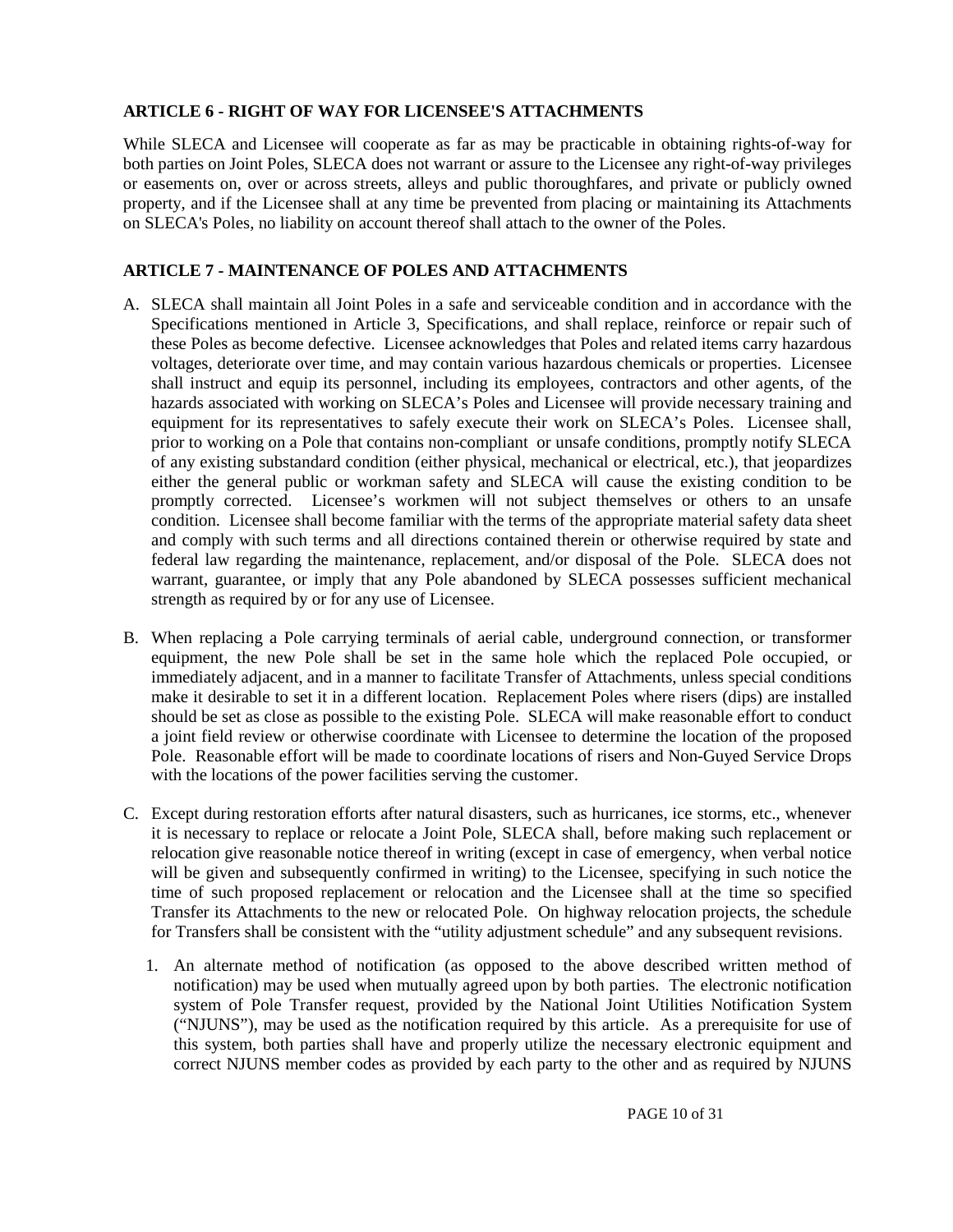**ARTICLE 6 - RIGHT OF WAY FOR LICENSEE'S ATTACHMENTS**

While SLECA and Licensee will cooperate as far as may be practicable in obtaining rights-of-way for both parties on Joint Poles, SLECA does not warrant or assure to the Licensee any right-of-way privileges or easements on, over or across streets, alleys and public thoroughfares, and private or publicly owned property, and if the Licensee shall at any time be prevented from placing or maintaining its Attachments on SLECA's Poles, no liability on account thereof shall attach to the owner of the Poles.

**ARTICLE 7 - MAINTENANCE OF POLES AND ATTACHMENTS**

A. SLECA shall maintain all Joint Poles in a safe and serviceable condition and in accordance with the Specifications mentioned in Article 3, Specifications, and shall replace, reinforce or repair such of these Poles as become defective. Licensee acknowledges that Poles and related items carry hazardous voltages, deteriorate over time, and may contain various hazardous chemicals or properties. Licensee shall instruct and equip its personnel, including its employees, contractors and other agents, of the hazards associated with working on SLECA's Poles and Licensee will provide necessary training and equipment for its representatives to safely execute their work on SLECA's Poles. Licensee shall, prior to working on a Pole that contains non-compliant or unsafe conditions, promptly notify SLECA of any existing substandard condition (either physical, mechanical or electrical, etc.), that jeopardizes either the general public or workman safety and SLECA will cause the existing condition to be promptly corrected. Licensee's workmen will not subject themselves or others to an unsafe condition. Licensee shall become familiar with the terms of the appropriate material safety data sheet and comply with such terms and all directions contained therein or otherwise required by state and federal law regarding the maintenance, replacement, and/or disposal of the Pole. SLECA does not warrant, guarantee, or imply that any Pole abandoned by SLECA possesses sufficient mechanical strength as required by or for any use of Licensee.

B. When replacing a Pole carrying terminals of aerial cable, underground connection, or transformer equipment, the new Pole shall be set in the same hole which the replaced Pole occupied, or immediately adjacent, and in a manner to facilitate Transfer of Attachments, unless special conditions make it desirable to set it in a different location. Replacement Poles where risers (dips) are installed should be set as close as possible to the existing Pole. SLECA will make reasonable effort to conduct a joint field review or otherwise coordinate with Licensee to determine the location of the proposed Pole. Reasonable effort will be made to coordinate locations of risers and Non-Guyed Service Drops with the locations of the power facilities serving the customer.

C. Except during restoration efforts after natural disasters, such as hurricanes, ice storms, etc., whenever it is necessary to replace or relocate a Joint Pole, SLECA shall, before making such replacement or relocation give reasonable notice thereof in writing (except in case of emergency, when verbal notice will be given and subsequently confirmed in writing) to the Licensee, specifying in such notice the time of such proposed replacement or relocation and the Licensee shall at the time so specified Transfer its Attachments to the new or relocated Pole. On highway relocation projects, the schedule for Transfers shall be consistent with the "utility adjustment schedule" and any subsequent revisions.

   1. An alternate method of notification (as opposed to the above described written method of notification) may be used when mutually agreed upon by both parties. The electronic notification system of Pole Transfer request, provided by the National Joint Utilities Notification System ("NJUNS"), may be used as the notification required by this article. As a prerequisite for use of this system, both parties shall have and properly utilize the necessary electronic equipment and correct NJUNS member codes as provided by each party to the other and as required by NJUNS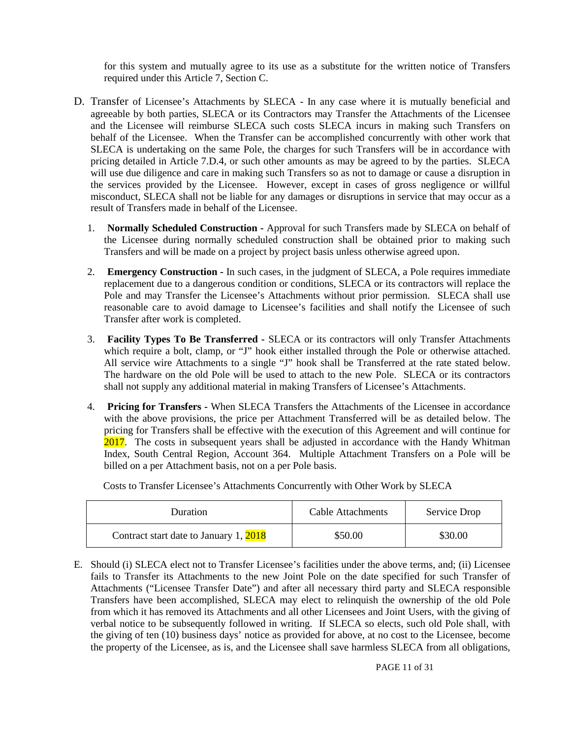for this system and mutually agree to its use as a substitute for the written notice of Transfers required under this Article 7, Section C.

D. Transfer of Licensee's Attachments by SLECA - In any case where it is mutually beneficial and agreeable by both parties, SLECA or its Contractors may Transfer the Attachments of the Licensee and the Licensee will reimburse SLECA such costs SLECA incurs in making such Transfers on behalf of the Licensee. When the Transfer can be accomplished concurrently with other work that SLECA is undertaking on the same Pole, the charges for such Transfers will be in accordance with pricing detailed in Article 7.D.4, or such other amounts as may be agreed to by the parties. SLECA will use due diligence and care in making such Transfers so as not to damage or cause a disruption in the services provided by the Licensee. However, except in cases of gross negligence or willful misconduct, SLECA shall not be liable for any damages or disruptions in service that may occur as a result of Transfers made in behalf of the Licensee.

   1. **Normally Scheduled Construction -** Approval for such Transfers made by SLECA on behalf of the Licensee during normally scheduled construction shall be obtained prior to making such Transfers and will be made on a project by project basis unless otherwise agreed upon.

   2. **Emergency Construction -** In such cases, in the judgment of SLECA, a Pole requires immediate replacement due to a dangerous condition or conditions, SLECA or its contractors will replace the Pole and may Transfer the Licensee's Attachments without prior permission. SLECA shall use reasonable care to avoid damage to Licensee's facilities and shall notify the Licensee of such Transfer after work is completed.

   3. **Facility Types To Be Transferred -** SLECA or its contractors will only Transfer Attachments which require a bolt, clamp, or "J" hook either installed through the Pole or otherwise attached. All service wire Attachments to a single "J" hook shall be Transferred at the rate stated below. The hardware on the old Pole will be used to attach to the new Pole. SLECA or its contractors shall not supply any additional material in making Transfers of Licensee's Attachments.

   4. **Pricing for Transfers -** When SLECA Transfers the Attachments of the Licensee in accordance with the above provisions, the price per Attachment Transferred will be as detailed below. The pricing for Transfers shall be effective with the execution of this Agreement and will continue for 2017. The costs in subsequent years shall be adjusted in accordance with the Handy Whitman Index, South Central Region, Account 364. Multiple Attachment Transfers on a Pole will be billed on a per Attachment basis, not on a per Pole basis.

Costs to Transfer Licensee's Attachments Concurrently with Other Work by SLECA

| Duration | Cable Attachments | Service Drop |
|---|---|---|
| Contract start date to January 1, 2018 | $50.00 | $30.00 |

E. Should (i) SLECA elect not to Transfer Licensee's facilities under the above terms, and; (ii) Licensee fails to Transfer its Attachments to the new Joint Pole on the date specified for such Transfer of Attachments ("Licensee Transfer Date") and after all necessary third party and SLECA responsible Transfers have been accomplished, SLECA may elect to relinquish the ownership of the old Pole from which it has removed its Attachments and all other Licensees and Joint Users, with the giving of verbal notice to be subsequently followed in writing. If SLECA so elects, such old Pole shall, with the giving of ten (10) business days' notice as provided for above, at no cost to the Licensee, become the property of the Licensee, as is, and the Licensee shall save harmless SLECA from all obligations,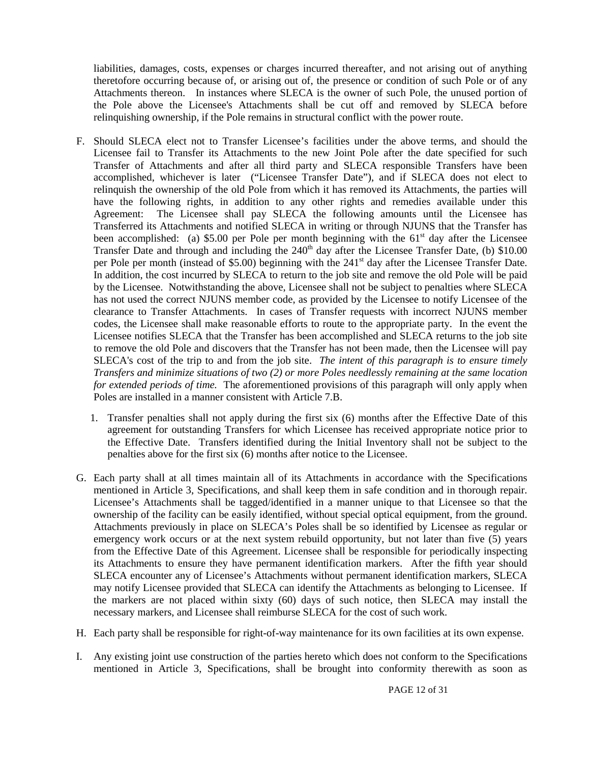liabilities, damages, costs, expenses or charges incurred thereafter, and not arising out of anything theretofore occurring because of, or arising out of, the presence or condition of such Pole or of any Attachments thereon. In instances where SLECA is the owner of such Pole, the unused portion of the Pole above the Licensee's Attachments shall be cut off and removed by SLECA before relinquishing ownership, if the Pole remains in structural conflict with the power route.

F. Should SLECA elect not to Transfer Licensee's facilities under the above terms, and should the Licensee fail to Transfer its Attachments to the new Joint Pole after the date specified for such Transfer of Attachments and after all third party and SLECA responsible Transfers have been accomplished, whichever is later ("Licensee Transfer Date"), and if SLECA does not elect to relinquish the ownership of the old Pole from which it has removed its Attachments, the parties will have the following rights, in addition to any other rights and remedies available under this Agreement: The Licensee shall pay SLECA the following amounts until the Licensee has Transferred its Attachments and notified SLECA in writing or through NJUNS that the Transfer has been accomplished: (a) $5.00 per Pole per month beginning with the 61st day after the Licensee Transfer Date and through and including the 240th day after the Licensee Transfer Date, (b) $10.00 per Pole per month (instead of $5.00) beginning with the 241st day after the Licensee Transfer Date. In addition, the cost incurred by SLECA to return to the job site and remove the old Pole will be paid by the Licensee. Notwithstanding the above, Licensee shall not be subject to penalties where SLECA has not used the correct NJUNS member code, as provided by the Licensee to notify Licensee of the clearance to Transfer Attachments. In cases of Transfer requests with incorrect NJUNS member codes, the Licensee shall make reasonable efforts to route to the appropriate party. In the event the Licensee notifies SLECA that the Transfer has been accomplished and SLECA returns to the job site to remove the old Pole and discovers that the Transfer has not been made, then the Licensee will pay SLECA's cost of the trip to and from the job site. *The intent of this paragraph is to ensure timely Transfers and minimize situations of two (2) or more Poles needlessly remaining at the same location for extended periods of time.* The aforementioned provisions of this paragraph will only apply when Poles are installed in a manner consistent with Article 7.B.

   1. Transfer penalties shall not apply during the first six (6) months after the Effective Date of this agreement for outstanding Transfers for which Licensee has received appropriate notice prior to the Effective Date. Transfers identified during the Initial Inventory shall not be subject to the penalties above for the first six (6) months after notice to the Licensee.

G. Each party shall at all times maintain all of its Attachments in accordance with the Specifications mentioned in Article 3, Specifications, and shall keep them in safe condition and in thorough repair. Licensee's Attachments shall be tagged/identified in a manner unique to that Licensee so that the ownership of the facility can be easily identified, without special optical equipment, from the ground. Attachments previously in place on SLECA's Poles shall be so identified by Licensee as regular or emergency work occurs or at the next system rebuild opportunity, but not later than five (5) years from the Effective Date of this Agreement. Licensee shall be responsible for periodically inspecting its Attachments to ensure they have permanent identification markers. After the fifth year should SLECA encounter any of Licensee's Attachments without permanent identification markers, SLECA may notify Licensee provided that SLECA can identify the Attachments as belonging to Licensee. If the markers are not placed within sixty (60) days of such notice, then SLECA may install the necessary markers, and Licensee shall reimburse SLECA for the cost of such work.

H. Each party shall be responsible for right-of-way maintenance for its own facilities at its own expense.

I. Any existing joint use construction of the parties hereto which does not conform to the Specifications mentioned in Article 3, Specifications, shall be brought into conformity therewith as soon as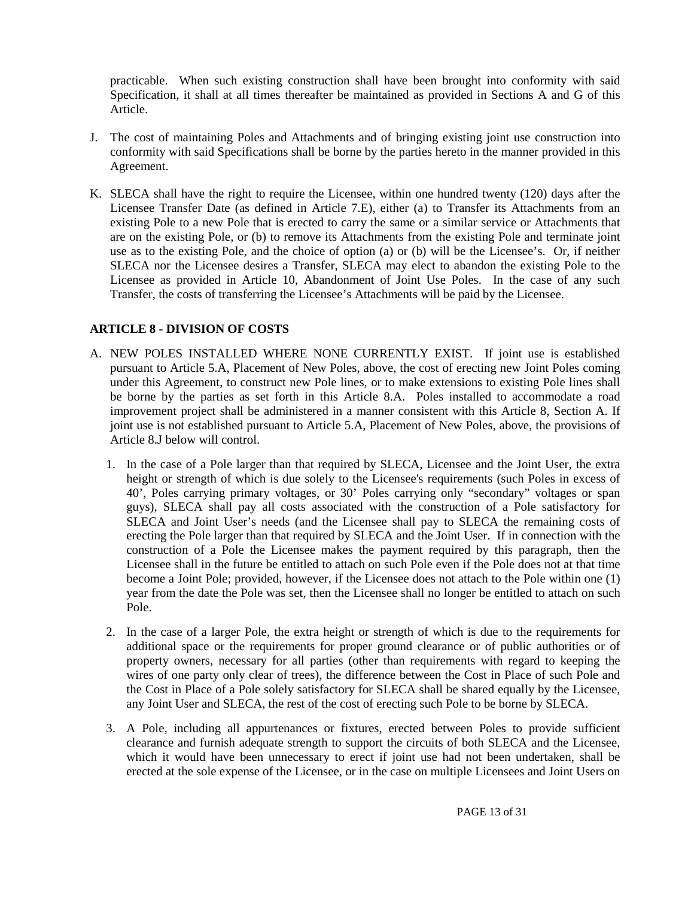practicable. When such existing construction shall have been brought into conformity with said Specification, it shall at all times thereafter be maintained as provided in Sections A and G of this Article.

J. The cost of maintaining Poles and Attachments and of bringing existing joint use construction into conformity with said Specifications shall be borne by the parties hereto in the manner provided in this Agreement.

K. SLECA shall have the right to require the Licensee, within one hundred twenty (120) days after the Licensee Transfer Date (as defined in Article 7.E), either (a) to Transfer its Attachments from an existing Pole to a new Pole that is erected to carry the same or a similar service or Attachments that are on the existing Pole, or (b) to remove its Attachments from the existing Pole and terminate joint use as to the existing Pole, and the choice of option (a) or (b) will be the Licensee's. Or, if neither SLECA nor the Licensee desires a Transfer, SLECA may elect to abandon the existing Pole to the Licensee as provided in Article 10, Abandonment of Joint Use Poles. In the case of any such Transfer, the costs of transferring the Licensee's Attachments will be paid by the Licensee.

**ARTICLE 8 - DIVISION OF COSTS**

A. NEW POLES INSTALLED WHERE NONE CURRENTLY EXIST. If joint use is established pursuant to Article 5.A, Placement of New Poles, above, the cost of erecting new Joint Poles coming under this Agreement, to construct new Pole lines, or to make extensions to existing Pole lines shall be borne by the parties as set forth in this Article 8.A. Poles installed to accommodate a road improvement project shall be administered in a manner consistent with this Article 8, Section A. If joint use is not established pursuant to Article 5.A, Placement of New Poles, above, the provisions of Article 8.J below will control.

   1. In the case of a Pole larger than that required by SLECA, Licensee and the Joint User, the extra height or strength of which is due solely to the Licensee's requirements (such Poles in excess of 40', Poles carrying primary voltages, or 30' Poles carrying only "secondary" voltages or span guys), SLECA shall pay all costs associated with the construction of a Pole satisfactory for SLECA and Joint User's needs (and the Licensee shall pay to SLECA the remaining costs of erecting the Pole larger than that required by SLECA and the Joint User. If in connection with the construction of a Pole the Licensee makes the payment required by this paragraph, then the Licensee shall in the future be entitled to attach on such Pole even if the Pole does not at that time become a Joint Pole; provided, however, if the Licensee does not attach to the Pole within one (1) year from the date the Pole was set, then the Licensee shall no longer be entitled to attach on such Pole.

   2. In the case of a larger Pole, the extra height or strength of which is due to the requirements for additional space or the requirements for proper ground clearance or of public authorities or of property owners, necessary for all parties (other than requirements with regard to keeping the wires of one party only clear of trees), the difference between the Cost in Place of such Pole and the Cost in Place of a Pole solely satisfactory for SLECA shall be shared equally by the Licensee, any Joint User and SLECA, the rest of the cost of erecting such Pole to be borne by SLECA.

   3. A Pole, including all appurtenances or fixtures, erected between Poles to provide sufficient clearance and furnish adequate strength to support the circuits of both SLECA and the Licensee, which it would have been unnecessary to erect if joint use had not been undertaken, shall be erected at the sole expense of the Licensee, or in the case on multiple Licensees and Joint Users on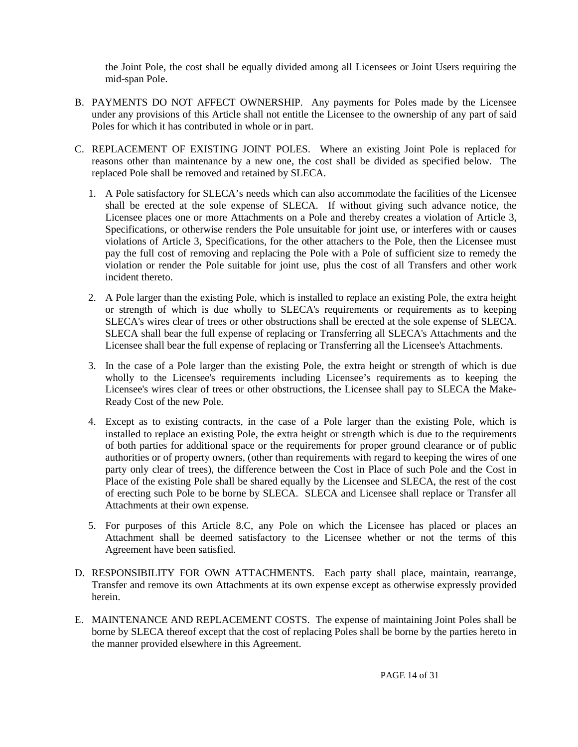the Joint Pole, the cost shall be equally divided among all Licensees or Joint Users requiring the mid-span Pole.

B. PAYMENTS DO NOT AFFECT OWNERSHIP. Any payments for Poles made by the Licensee under any provisions of this Article shall not entitle the Licensee to the ownership of any part of said Poles for which it has contributed in whole or in part.

C. REPLACEMENT OF EXISTING JOINT POLES. Where an existing Joint Pole is replaced for reasons other than maintenance by a new one, the cost shall be divided as specified below. The replaced Pole shall be removed and retained by SLECA.

   1. A Pole satisfactory for SLECA's needs which can also accommodate the facilities of the Licensee shall be erected at the sole expense of SLECA. If without giving such advance notice, the Licensee places one or more Attachments on a Pole and thereby creates a violation of Article 3, Specifications, or otherwise renders the Pole unsuitable for joint use, or interferes with or causes violations of Article 3, Specifications, for the other attachers to the Pole, then the Licensee must pay the full cost of removing and replacing the Pole with a Pole of sufficient size to remedy the violation or render the Pole suitable for joint use, plus the cost of all Transfers and other work incident thereto.

   2. A Pole larger than the existing Pole, which is installed to replace an existing Pole, the extra height or strength of which is due wholly to SLECA's requirements or requirements as to keeping SLECA's wires clear of trees or other obstructions shall be erected at the sole expense of SLECA. SLECA shall bear the full expense of replacing or Transferring all SLECA's Attachments and the Licensee shall bear the full expense of replacing or Transferring all the Licensee's Attachments.

   3. In the case of a Pole larger than the existing Pole, the extra height or strength of which is due wholly to the Licensee's requirements including Licensee's requirements as to keeping the Licensee's wires clear of trees or other obstructions, the Licensee shall pay to SLECA the Make-Ready Cost of the new Pole.

   4. Except as to existing contracts, in the case of a Pole larger than the existing Pole, which is installed to replace an existing Pole, the extra height or strength which is due to the requirements of both parties for additional space or the requirements for proper ground clearance or of public authorities or of property owners, (other than requirements with regard to keeping the wires of one party only clear of trees), the difference between the Cost in Place of such Pole and the Cost in Place of the existing Pole shall be shared equally by the Licensee and SLECA, the rest of the cost of erecting such Pole to be borne by SLECA. SLECA and Licensee shall replace or Transfer all Attachments at their own expense.

   5. For purposes of this Article 8.C, any Pole on which the Licensee has placed or places an Attachment shall be deemed satisfactory to the Licensee whether or not the terms of this Agreement have been satisfied.

D. RESPONSIBILITY FOR OWN ATTACHMENTS. Each party shall place, maintain, rearrange, Transfer and remove its own Attachments at its own expense except as otherwise expressly provided herein.

E. MAINTENANCE AND REPLACEMENT COSTS. The expense of maintaining Joint Poles shall be borne by SLECA thereof except that the cost of replacing Poles shall be borne by the parties hereto in the manner provided elsewhere in this Agreement.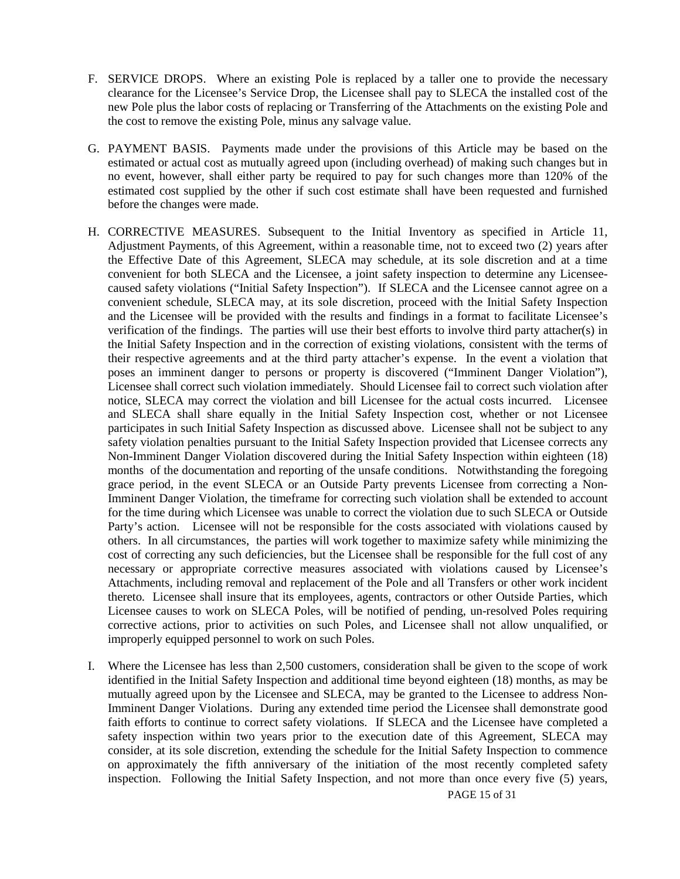F. SERVICE DROPS. Where an existing Pole is replaced by a taller one to provide the necessary clearance for the Licensee's Service Drop, the Licensee shall pay to SLECA the installed cost of the new Pole plus the labor costs of replacing or Transferring of the Attachments on the existing Pole and the cost to remove the existing Pole, minus any salvage value.

G. PAYMENT BASIS. Payments made under the provisions of this Article may be based on the estimated or actual cost as mutually agreed upon (including overhead) of making such changes but in no event, however, shall either party be required to pay for such changes more than 120% of the estimated cost supplied by the other if such cost estimate shall have been requested and furnished before the changes were made.

H. CORRECTIVE MEASURES. Subsequent to the Initial Inventory as specified in Article 11, Adjustment Payments, of this Agreement, within a reasonable time, not to exceed two (2) years after the Effective Date of this Agreement, SLECA may schedule, at its sole discretion and at a time convenient for both SLECA and the Licensee, a joint safety inspection to determine any Licensee-caused safety violations ("Initial Safety Inspection"). If SLECA and the Licensee cannot agree on a convenient schedule, SLECA may, at its sole discretion, proceed with the Initial Safety Inspection and the Licensee will be provided with the results and findings in a format to facilitate Licensee's verification of the findings. The parties will use their best efforts to involve third party attacher(s) in the Initial Safety Inspection and in the correction of existing violations, consistent with the terms of their respective agreements and at the third party attacher's expense. In the event a violation that poses an imminent danger to persons or property is discovered ("Imminent Danger Violation"), Licensee shall correct such violation immediately. Should Licensee fail to correct such violation after notice, SLECA may correct the violation and bill Licensee for the actual costs incurred. Licensee and SLECA shall share equally in the Initial Safety Inspection cost, whether or not Licensee participates in such Initial Safety Inspection as discussed above. Licensee shall not be subject to any safety violation penalties pursuant to the Initial Safety Inspection provided that Licensee corrects any Non-Imminent Danger Violation discovered during the Initial Safety Inspection within eighteen (18) months of the documentation and reporting of the unsafe conditions. Notwithstanding the foregoing grace period, in the event SLECA or an Outside Party prevents Licensee from correcting a Non-Imminent Danger Violation, the timeframe for correcting such violation shall be extended to account for the time during which Licensee was unable to correct the violation due to such SLECA or Outside Party's action. Licensee will not be responsible for the costs associated with violations caused by others. In all circumstances, the parties will work together to maximize safety while minimizing the cost of correcting any such deficiencies, but the Licensee shall be responsible for the full cost of any necessary or appropriate corrective measures associated with violations caused by Licensee's Attachments, including removal and replacement of the Pole and all Transfers or other work incident thereto. Licensee shall insure that its employees, agents, contractors or other Outside Parties, which Licensee causes to work on SLECA Poles, will be notified of pending, un-resolved Poles requiring corrective actions, prior to activities on such Poles, and Licensee shall not allow unqualified, or improperly equipped personnel to work on such Poles.

I. Where the Licensee has less than 2,500 customers, consideration shall be given to the scope of work identified in the Initial Safety Inspection and additional time beyond eighteen (18) months, as may be mutually agreed upon by the Licensee and SLECA, may be granted to the Licensee to address Non-Imminent Danger Violations. During any extended time period the Licensee shall demonstrate good faith efforts to continue to correct safety violations. If SLECA and the Licensee have completed a safety inspection within two years prior to the execution date of this Agreement, SLECA may consider, at its sole discretion, extending the schedule for the Initial Safety Inspection to commence on approximately the fifth anniversary of the initiation of the most recently completed safety inspection. Following the Initial Safety Inspection, and not more than once every five (5) years,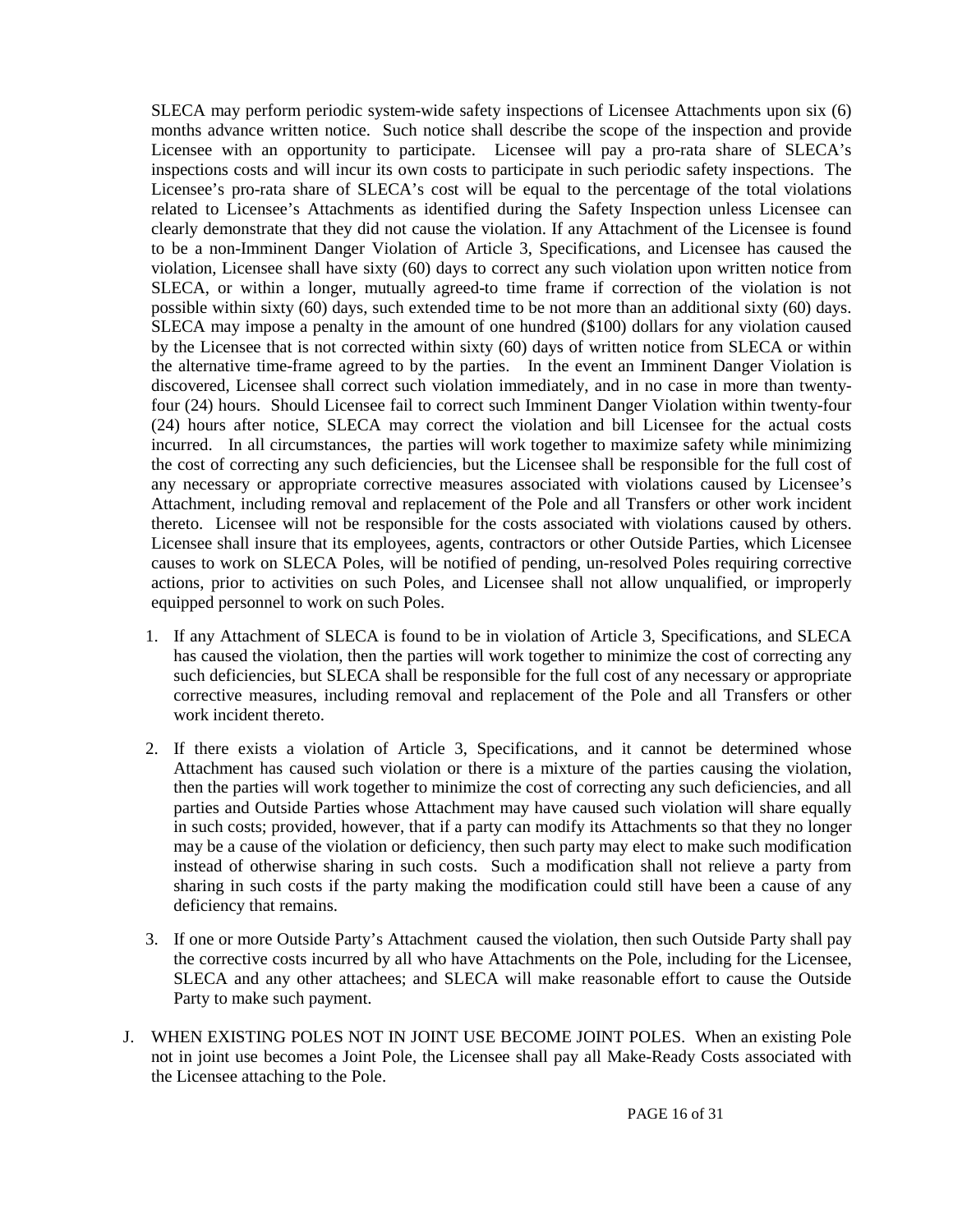SLECA may perform periodic system-wide safety inspections of Licensee Attachments upon six (6) months advance written notice. Such notice shall describe the scope of the inspection and provide Licensee with an opportunity to participate. Licensee will pay a pro-rata share of SLECA's inspections costs and will incur its own costs to participate in such periodic safety inspections. The Licensee's pro-rata share of SLECA's cost will be equal to the percentage of the total violations related to Licensee's Attachments as identified during the Safety Inspection unless Licensee can clearly demonstrate that they did not cause the violation. If any Attachment of the Licensee is found to be a non-Imminent Danger Violation of Article 3, Specifications, and Licensee has caused the violation, Licensee shall have sixty (60) days to correct any such violation upon written notice from SLECA, or within a longer, mutually agreed-to time frame if correction of the violation is not possible within sixty (60) days, such extended time to be not more than an additional sixty (60) days. SLECA may impose a penalty in the amount of one hundred ($100) dollars for any violation caused by the Licensee that is not corrected within sixty (60) days of written notice from SLECA or within the alternative time-frame agreed to by the parties. In the event an Imminent Danger Violation is discovered, Licensee shall correct such violation immediately, and in no case in more than twenty-four (24) hours. Should Licensee fail to correct such Imminent Danger Violation within twenty-four (24) hours after notice, SLECA may correct the violation and bill Licensee for the actual costs incurred. In all circumstances, the parties will work together to maximize safety while minimizing the cost of correcting any such deficiencies, but the Licensee shall be responsible for the full cost of any necessary or appropriate corrective measures associated with violations caused by Licensee's Attachment, including removal and replacement of the Pole and all Transfers or other work incident thereto. Licensee will not be responsible for the costs associated with violations caused by others. Licensee shall insure that its employees, agents, contractors or other Outside Parties, which Licensee causes to work on SLECA Poles, will be notified of pending, un-resolved Poles requiring corrective actions, prior to activities on such Poles, and Licensee shall not allow unqualified, or improperly equipped personnel to work on such Poles.

1. If any Attachment of SLECA is found to be in violation of Article 3, Specifications, and SLECA has caused the violation, then the parties will work together to minimize the cost of correcting any such deficiencies, but SLECA shall be responsible for the full cost of any necessary or appropriate corrective measures, including removal and replacement of the Pole and all Transfers or other work incident thereto.

2. If there exists a violation of Article 3, Specifications, and it cannot be determined whose Attachment has caused such violation or there is a mixture of the parties causing the violation, then the parties will work together to minimize the cost of correcting any such deficiencies, and all parties and Outside Parties whose Attachment may have caused such violation will share equally in such costs; provided, however, that if a party can modify its Attachments so that they no longer may be a cause of the violation or deficiency, then such party may elect to make such modification instead of otherwise sharing in such costs. Such a modification shall not relieve a party from sharing in such costs if the party making the modification could still have been a cause of any deficiency that remains.

3. If one or more Outside Party's Attachment caused the violation, then such Outside Party shall pay the corrective costs incurred by all who have Attachments on the Pole, including for the Licensee, SLECA and any other attachees; and SLECA will make reasonable effort to cause the Outside Party to make such payment.

J. WHEN EXISTING POLES NOT IN JOINT USE BECOME JOINT POLES. When an existing Pole not in joint use becomes a Joint Pole, the Licensee shall pay all Make-Ready Costs associated with the Licensee attaching to the Pole.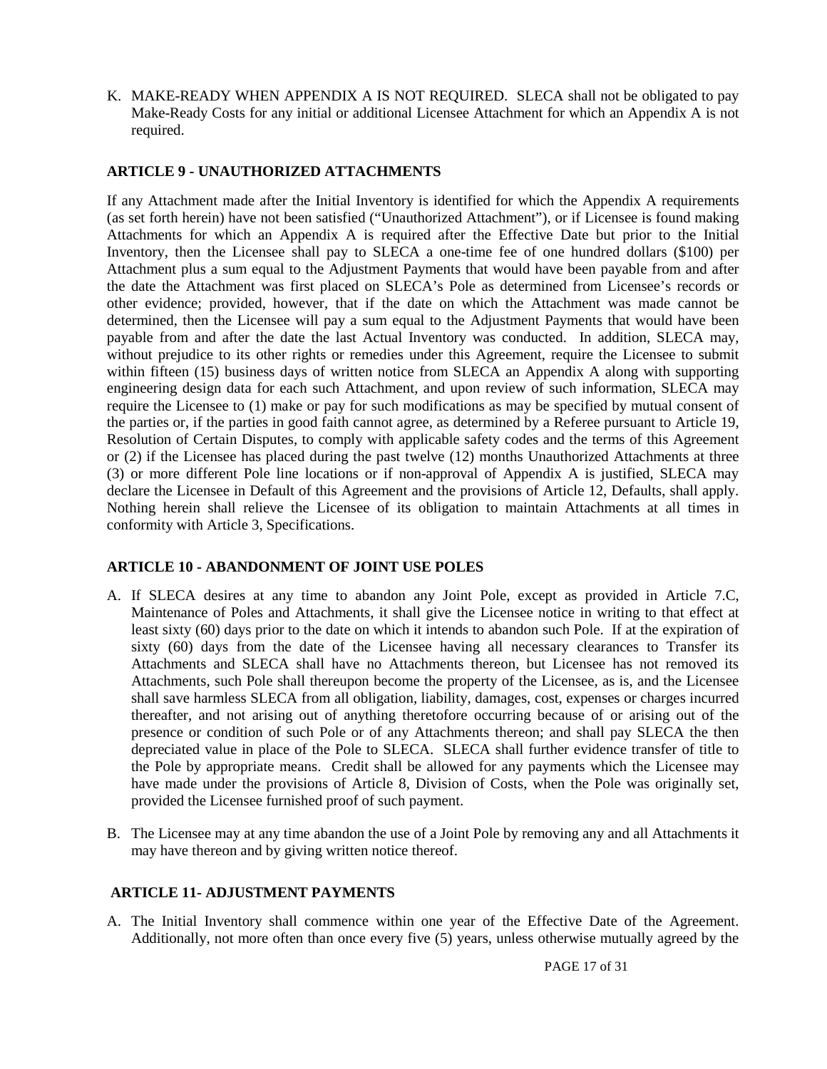K. MAKE-READY WHEN APPENDIX A IS NOT REQUIRED. SLECA shall not be obligated to pay Make-Ready Costs for any initial or additional Licensee Attachment for which an Appendix A is not required.

## ARTICLE 9 - UNAUTHORIZED ATTACHMENTS

If any Attachment made after the Initial Inventory is identified for which the Appendix A requirements (as set forth herein) have not been satisfied ("Unauthorized Attachment"), or if Licensee is found making Attachments for which an Appendix A is required after the Effective Date but prior to the Initial Inventory, then the Licensee shall pay to SLECA a one-time fee of one hundred dollars ($100) per Attachment plus a sum equal to the Adjustment Payments that would have been payable from and after the date the Attachment was first placed on SLECA's Pole as determined from Licensee's records or other evidence; provided, however, that if the date on which the Attachment was made cannot be determined, then the Licensee will pay a sum equal to the Adjustment Payments that would have been payable from and after the date the last Actual Inventory was conducted. In addition, SLECA may, without prejudice to its other rights or remedies under this Agreement, require the Licensee to submit within fifteen (15) business days of written notice from SLECA an Appendix A along with supporting engineering design data for each such Attachment, and upon review of such information, SLECA may require the Licensee to (1) make or pay for such modifications as may be specified by mutual consent of the parties or, if the parties in good faith cannot agree, as determined by a Referee pursuant to Article 19, Resolution of Certain Disputes, to comply with applicable safety codes and the terms of this Agreement or (2) if the Licensee has placed during the past twelve (12) months Unauthorized Attachments at three (3) or more different Pole line locations or if non-approval of Appendix A is justified, SLECA may declare the Licensee in Default of this Agreement and the provisions of Article 12, Defaults, shall apply. Nothing herein shall relieve the Licensee of its obligation to maintain Attachments at all times in conformity with Article 3, Specifications.

## ARTICLE 10 - ABANDONMENT OF JOINT USE POLES

A. If SLECA desires at any time to abandon any Joint Pole, except as provided in Article 7.C, Maintenance of Poles and Attachments, it shall give the Licensee notice in writing to that effect at least sixty (60) days prior to the date on which it intends to abandon such Pole. If at the expiration of sixty (60) days from the date of the Licensee having all necessary clearances to Transfer its Attachments and SLECA shall have no Attachments thereon, but Licensee has not removed its Attachments, such Pole shall thereupon become the property of the Licensee, as is, and the Licensee shall save harmless SLECA from all obligation, liability, damages, cost, expenses or charges incurred thereafter, and not arising out of anything theretofore occurring because of or arising out of the presence or condition of such Pole or of any Attachments thereon; and shall pay SLECA the then depreciated value in place of the Pole to SLECA. SLECA shall further evidence transfer of title to the Pole by appropriate means. Credit shall be allowed for any payments which the Licensee may have made under the provisions of Article 8, Division of Costs, when the Pole was originally set, provided the Licensee furnished proof of such payment.

B. The Licensee may at any time abandon the use of a Joint Pole by removing any and all Attachments it may have thereon and by giving written notice thereof.

## ARTICLE 11- ADJUSTMENT PAYMENTS

A. The Initial Inventory shall commence within one year of the Effective Date of the Agreement. Additionally, not more often than once every five (5) years, unless otherwise mutually agreed by the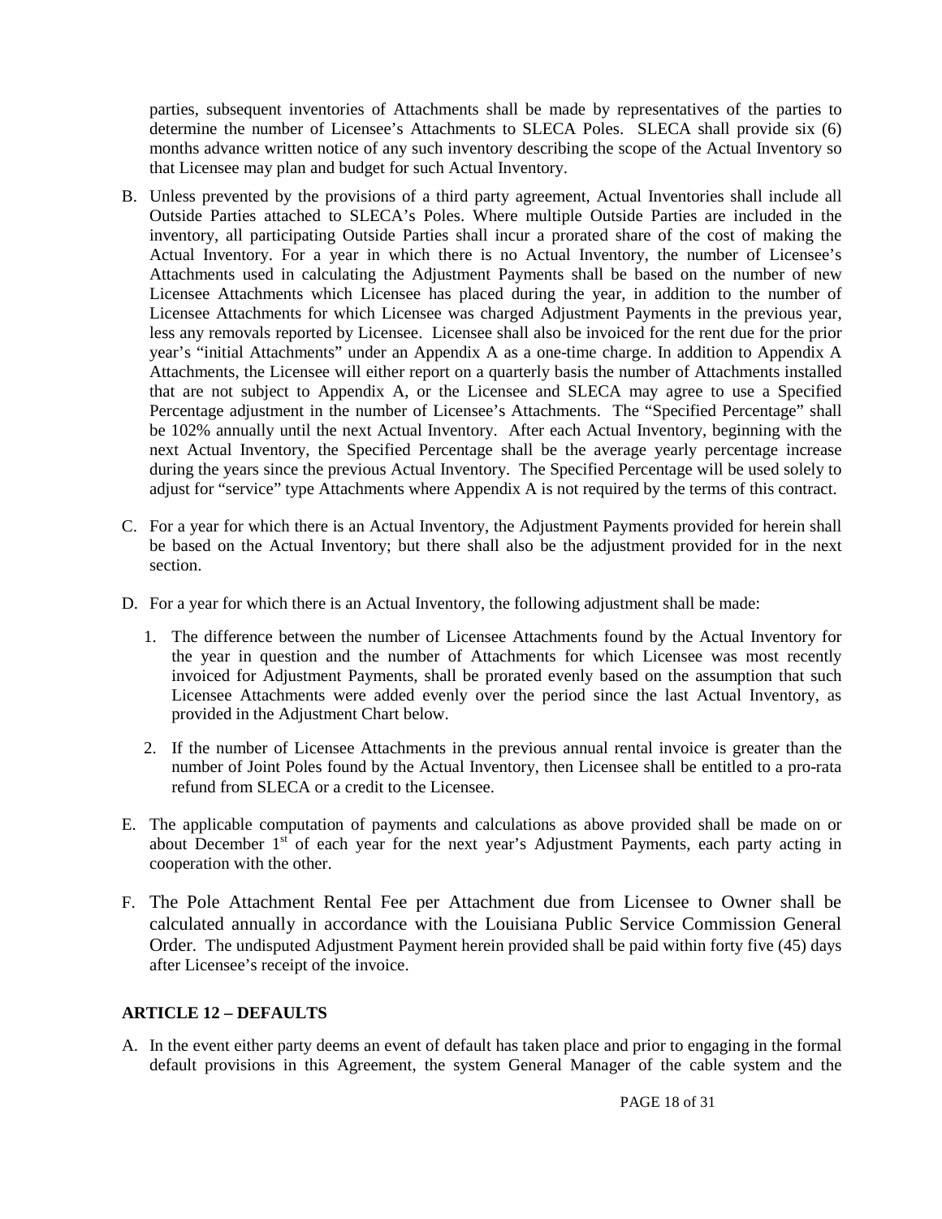parties, subsequent inventories of Attachments shall be made by representatives of the parties to determine the number of Licensee's Attachments to SLECA Poles. SLECA shall provide six (6) months advance written notice of any such inventory describing the scope of the Actual Inventory so that Licensee may plan and budget for such Actual Inventory.

B. Unless prevented by the provisions of a third party agreement, Actual Inventories shall include all Outside Parties attached to SLECA's Poles. Where multiple Outside Parties are included in the inventory, all participating Outside Parties shall incur a prorated share of the cost of making the Actual Inventory. For a year in which there is no Actual Inventory, the number of Licensee's Attachments used in calculating the Adjustment Payments shall be based on the number of new Licensee Attachments which Licensee has placed during the year, in addition to the number of Licensee Attachments for which Licensee was charged Adjustment Payments in the previous year, less any removals reported by Licensee. Licensee shall also be invoiced for the rent due for the prior year's "initial Attachments" under an Appendix A as a one-time charge. In addition to Appendix A Attachments, the Licensee will either report on a quarterly basis the number of Attachments installed that are not subject to Appendix A, or the Licensee and SLECA may agree to use a Specified Percentage adjustment in the number of Licensee's Attachments. The "Specified Percentage" shall be 102% annually until the next Actual Inventory. After each Actual Inventory, beginning with the next Actual Inventory, the Specified Percentage shall be the average yearly percentage increase during the years since the previous Actual Inventory. The Specified Percentage will be used solely to adjust for "service" type Attachments where Appendix A is not required by the terms of this contract.

C. For a year for which there is an Actual Inventory, the Adjustment Payments provided for herein shall be based on the Actual Inventory; but there shall also be the adjustment provided for in the next section.

D. For a year for which there is an Actual Inventory, the following adjustment shall be made:

   1. The difference between the number of Licensee Attachments found by the Actual Inventory for the year in question and the number of Attachments for which Licensee was most recently invoiced for Adjustment Payments, shall be prorated evenly based on the assumption that such Licensee Attachments were added evenly over the period since the last Actual Inventory, as provided in the Adjustment Chart below.

   2. If the number of Licensee Attachments in the previous annual rental invoice is greater than the number of Joint Poles found by the Actual Inventory, then Licensee shall be entitled to a pro-rata refund from SLECA or a credit to the Licensee.

E. The applicable computation of payments and calculations as above provided shall be made on or about December 1st of each year for the next year's Adjustment Payments, each party acting in cooperation with the other.

F. The Pole Attachment Rental Fee per Attachment due from Licensee to Owner shall be calculated annually in accordance with the Louisiana Public Service Commission General Order. The undisputed Adjustment Payment herein provided shall be paid within forty five (45) days after Licensee's receipt of the invoice.

**ARTICLE 12 – DEFAULTS**

A. In the event either party deems an event of default has taken place and prior to engaging in the formal default provisions in this Agreement, the system General Manager of the cable system and the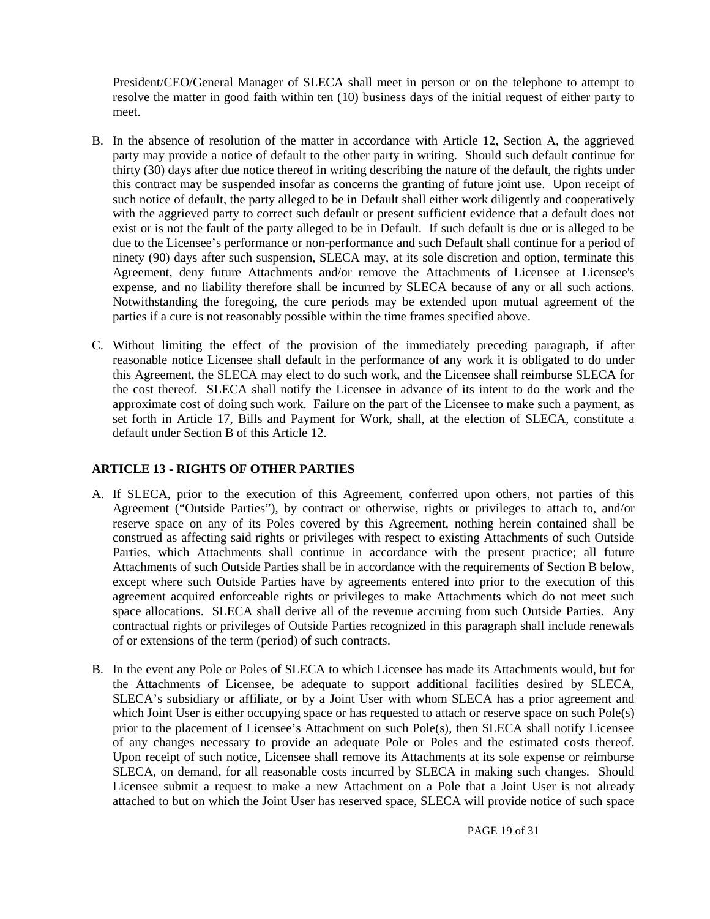President/CEO/General Manager of SLECA shall meet in person or on the telephone to attempt to resolve the matter in good faith within ten (10) business days of the initial request of either party to meet.

B. In the absence of resolution of the matter in accordance with Article 12, Section A, the aggrieved party may provide a notice of default to the other party in writing. Should such default continue for thirty (30) days after due notice thereof in writing describing the nature of the default, the rights under this contract may be suspended insofar as concerns the granting of future joint use. Upon receipt of such notice of default, the party alleged to be in Default shall either work diligently and cooperatively with the aggrieved party to correct such default or present sufficient evidence that a default does not exist or is not the fault of the party alleged to be in Default. If such default is due or is alleged to be due to the Licensee's performance or non-performance and such Default shall continue for a period of ninety (90) days after such suspension, SLECA may, at its sole discretion and option, terminate this Agreement, deny future Attachments and/or remove the Attachments of Licensee at Licensee's expense, and no liability therefore shall be incurred by SLECA because of any or all such actions. Notwithstanding the foregoing, the cure periods may be extended upon mutual agreement of the parties if a cure is not reasonably possible within the time frames specified above.

C. Without limiting the effect of the provision of the immediately preceding paragraph, if after reasonable notice Licensee shall default in the performance of any work it is obligated to do under this Agreement, the SLECA may elect to do such work, and the Licensee shall reimburse SLECA for the cost thereof. SLECA shall notify the Licensee in advance of its intent to do the work and the approximate cost of doing such work. Failure on the part of the Licensee to make such a payment, as set forth in Article 17, Bills and Payment for Work, shall, at the election of SLECA, constitute a default under Section B of this Article 12.

## ARTICLE 13 - RIGHTS OF OTHER PARTIES

A. If SLECA, prior to the execution of this Agreement, conferred upon others, not parties of this Agreement ("Outside Parties"), by contract or otherwise, rights or privileges to attach to, and/or reserve space on any of its Poles covered by this Agreement, nothing herein contained shall be construed as affecting said rights or privileges with respect to existing Attachments of such Outside Parties, which Attachments shall continue in accordance with the present practice; all future Attachments of such Outside Parties shall be in accordance with the requirements of Section B below, except where such Outside Parties have by agreements entered into prior to the execution of this agreement acquired enforceable rights or privileges to make Attachments which do not meet such space allocations. SLECA shall derive all of the revenue accruing from such Outside Parties. Any contractual rights or privileges of Outside Parties recognized in this paragraph shall include renewals of or extensions of the term (period) of such contracts.

B. In the event any Pole or Poles of SLECA to which Licensee has made its Attachments would, but for the Attachments of Licensee, be adequate to support additional facilities desired by SLECA, SLECA's subsidiary or affiliate, or by a Joint User with whom SLECA has a prior agreement and which Joint User is either occupying space or has requested to attach or reserve space on such Pole(s) prior to the placement of Licensee's Attachment on such Pole(s), then SLECA shall notify Licensee of any changes necessary to provide an adequate Pole or Poles and the estimated costs thereof. Upon receipt of such notice, Licensee shall remove its Attachments at its sole expense or reimburse SLECA, on demand, for all reasonable costs incurred by SLECA in making such changes. Should Licensee submit a request to make a new Attachment on a Pole that a Joint User is not already attached to but on which the Joint User has reserved space, SLECA will provide notice of such space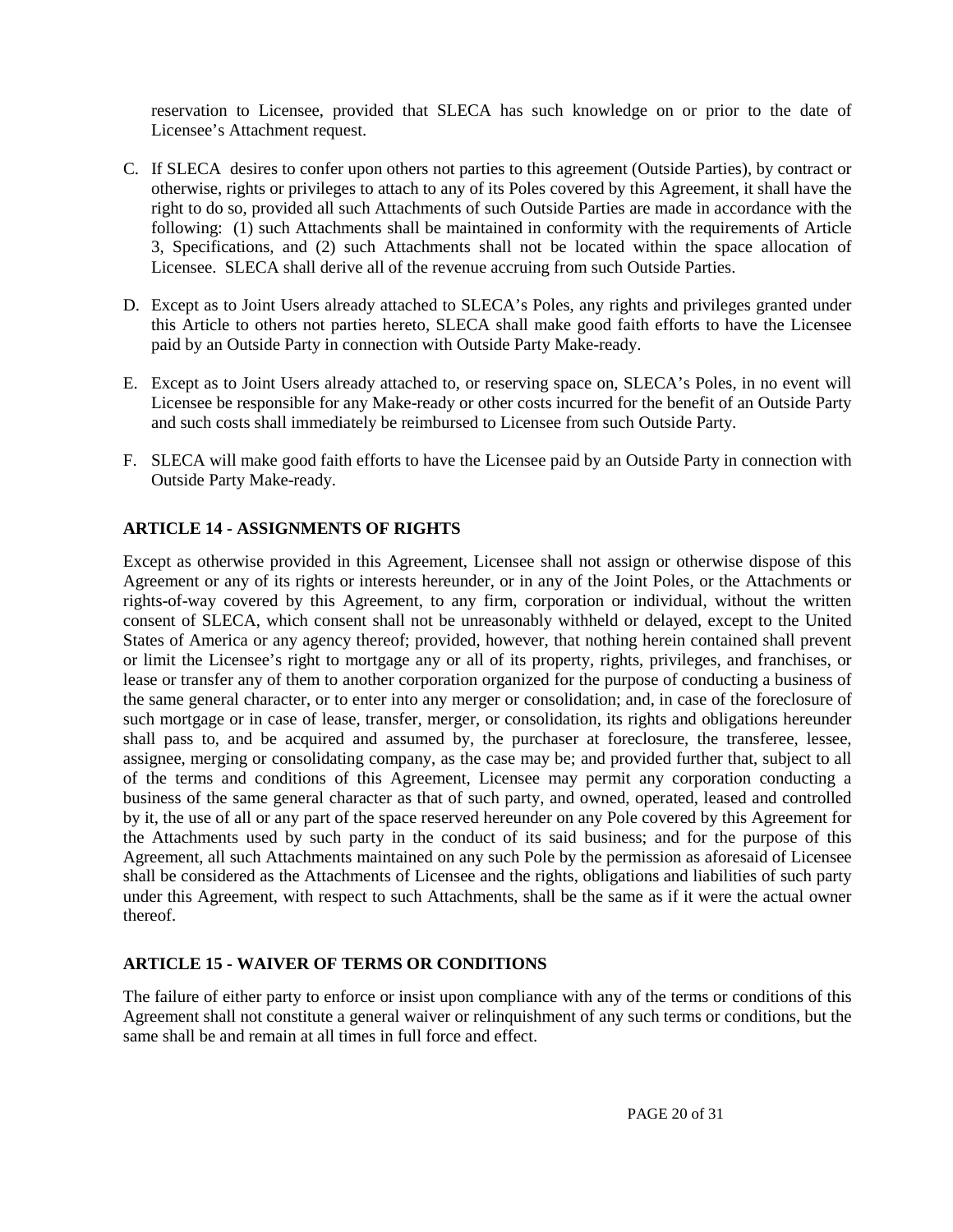reservation to Licensee, provided that SLECA has such knowledge on or prior to the date of Licensee's Attachment request.

C. If SLECA desires to confer upon others not parties to this agreement (Outside Parties), by contract or otherwise, rights or privileges to attach to any of its Poles covered by this Agreement, it shall have the right to do so, provided all such Attachments of such Outside Parties are made in accordance with the following: (1) such Attachments shall be maintained in conformity with the requirements of Article 3, Specifications, and (2) such Attachments shall not be located within the space allocation of Licensee. SLECA shall derive all of the revenue accruing from such Outside Parties.

D. Except as to Joint Users already attached to SLECA's Poles, any rights and privileges granted under this Article to others not parties hereto, SLECA shall make good faith efforts to have the Licensee paid by an Outside Party in connection with Outside Party Make-ready.

E. Except as to Joint Users already attached to, or reserving space on, SLECA's Poles, in no event will Licensee be responsible for any Make-ready or other costs incurred for the benefit of an Outside Party and such costs shall immediately be reimbursed to Licensee from such Outside Party.

F. SLECA will make good faith efforts to have the Licensee paid by an Outside Party in connection with Outside Party Make-ready.

## ARTICLE 14 - ASSIGNMENTS OF RIGHTS

Except as otherwise provided in this Agreement, Licensee shall not assign or otherwise dispose of this Agreement or any of its rights or interests hereunder, or in any of the Joint Poles, or the Attachments or rights-of-way covered by this Agreement, to any firm, corporation or individual, without the written consent of SLECA, which consent shall not be unreasonably withheld or delayed, except to the United States of America or any agency thereof; provided, however, that nothing herein contained shall prevent or limit the Licensee's right to mortgage any or all of its property, rights, privileges, and franchises, or lease or transfer any of them to another corporation organized for the purpose of conducting a business of the same general character, or to enter into any merger or consolidation; and, in case of the foreclosure of such mortgage or in case of lease, transfer, merger, or consolidation, its rights and obligations hereunder shall pass to, and be acquired and assumed by, the purchaser at foreclosure, the transferee, lessee, assignee, merging or consolidating company, as the case may be; and provided further that, subject to all of the terms and conditions of this Agreement, Licensee may permit any corporation conducting a business of the same general character as that of such party, and owned, operated, leased and controlled by it, the use of all or any part of the space reserved hereunder on any Pole covered by this Agreement for the Attachments used by such party in the conduct of its said business; and for the purpose of this Agreement, all such Attachments maintained on any such Pole by the permission as aforesaid of Licensee shall be considered as the Attachments of Licensee and the rights, obligations and liabilities of such party under this Agreement, with respect to such Attachments, shall be the same as if it were the actual owner thereof.

## ARTICLE 15 - WAIVER OF TERMS OR CONDITIONS

The failure of either party to enforce or insist upon compliance with any of the terms or conditions of this Agreement shall not constitute a general waiver or relinquishment of any such terms or conditions, but the same shall be and remain at all times in full force and effect.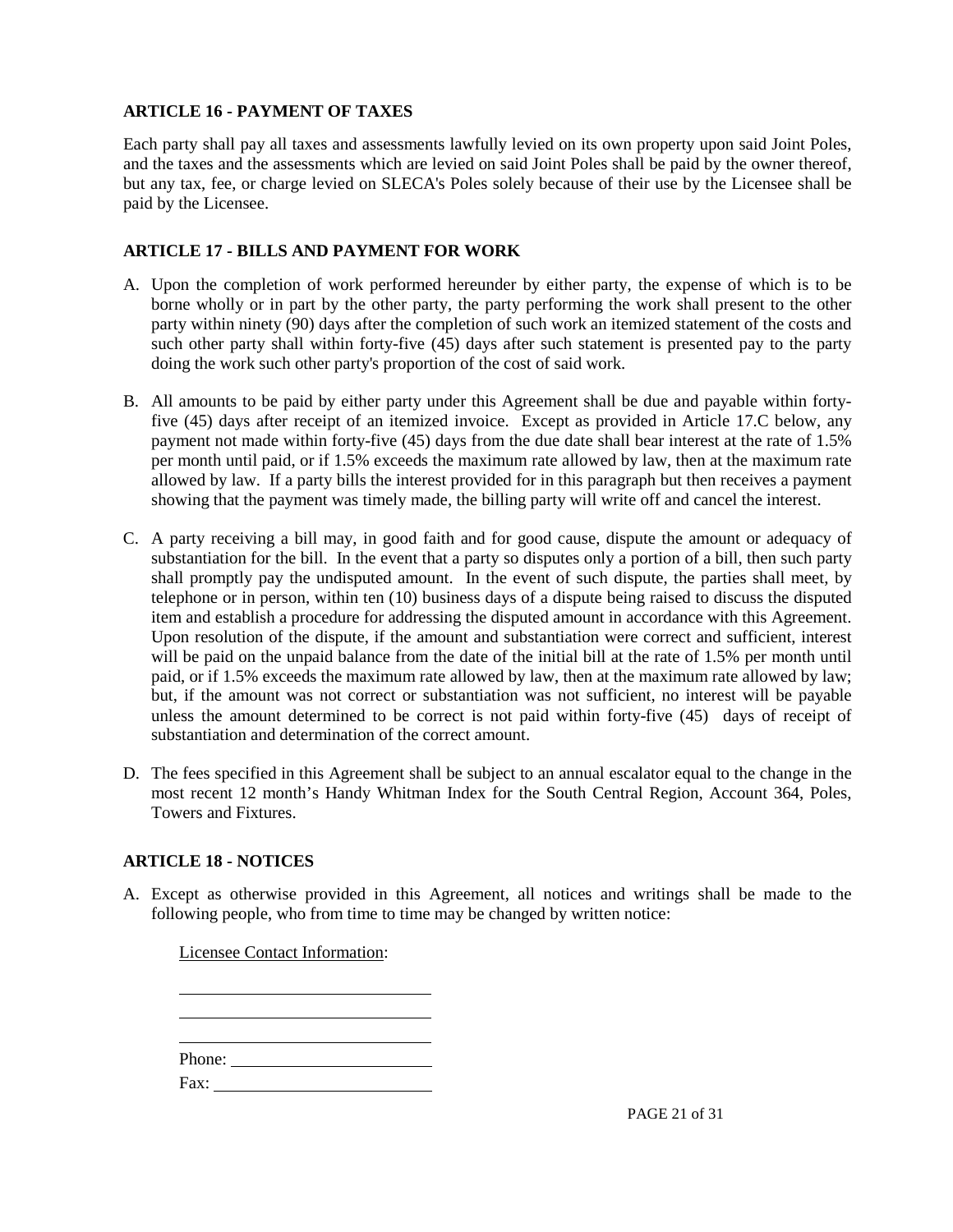**ARTICLE 16 - PAYMENT OF TAXES**

Each party shall pay all taxes and assessments lawfully levied on its own property upon said Joint Poles, and the taxes and the assessments which are levied on said Joint Poles shall be paid by the owner thereof, but any tax, fee, or charge levied on SLECA's Poles solely because of their use by the Licensee shall be paid by the Licensee.

**ARTICLE 17 - BILLS AND PAYMENT FOR WORK**

A. Upon the completion of work performed hereunder by either party, the expense of which is to be borne wholly or in part by the other party, the party performing the work shall present to the other party within ninety (90) days after the completion of such work an itemized statement of the costs and such other party shall within forty-five (45) days after such statement is presented pay to the party doing the work such other party's proportion of the cost of said work.

B. All amounts to be paid by either party under this Agreement shall be due and payable within forty-five (45) days after receipt of an itemized invoice. Except as provided in Article 17.C below, any payment not made within forty-five (45) days from the due date shall bear interest at the rate of 1.5% per month until paid, or if 1.5% exceeds the maximum rate allowed by law, then at the maximum rate allowed by law. If a party bills the interest provided for in this paragraph but then receives a payment showing that the payment was timely made, the billing party will write off and cancel the interest.

C. A party receiving a bill may, in good faith and for good cause, dispute the amount or adequacy of substantiation for the bill. In the event that a party so disputes only a portion of a bill, then such party shall promptly pay the undisputed amount. In the event of such dispute, the parties shall meet, by telephone or in person, within ten (10) business days of a dispute being raised to discuss the disputed item and establish a procedure for addressing the disputed amount in accordance with this Agreement. Upon resolution of the dispute, if the amount and substantiation were correct and sufficient, interest will be paid on the unpaid balance from the date of the initial bill at the rate of 1.5% per month until paid, or if 1.5% exceeds the maximum rate allowed by law, then at the maximum rate allowed by law; but, if the amount was not correct or substantiation was not sufficient, no interest will be payable unless the amount determined to be correct is not paid within forty-five (45) days of receipt of substantiation and determination of the correct amount.

D. The fees specified in this Agreement shall be subject to an annual escalator equal to the change in the most recent 12 month's Handy Whitman Index for the South Central Region, Account 364, Poles, Towers and Fixtures.

**ARTICLE 18 - NOTICES**

A. Except as otherwise provided in this Agreement, all notices and writings shall be made to the following people, who from time to time may be changed by written notice:

Licensee Contact Information:

\_\_\_\_\_\_\_\_\_\_\_\_\_\_\_\_\_\_\_\_\_\_\_\_\_\_\_\_\_\_

\_\_\_\_\_\_\_\_\_\_\_\_\_\_\_\_\_\_\_\_\_\_\_\_\_\_\_\_\_\_

\_\_\_\_\_\_\_\_\_\_\_\_\_\_\_\_\_\_\_\_\_\_\_\_\_\_\_\_\_\_

Phone: \_\_\_\_\_\_\_\_\_\_\_\_\_\_\_\_\_\_\_\_\_\_\_\_

Fax: \_\_\_\_\_\_\_\_\_\_\_\_\_\_\_\_\_\_\_\_\_\_\_\_\_\_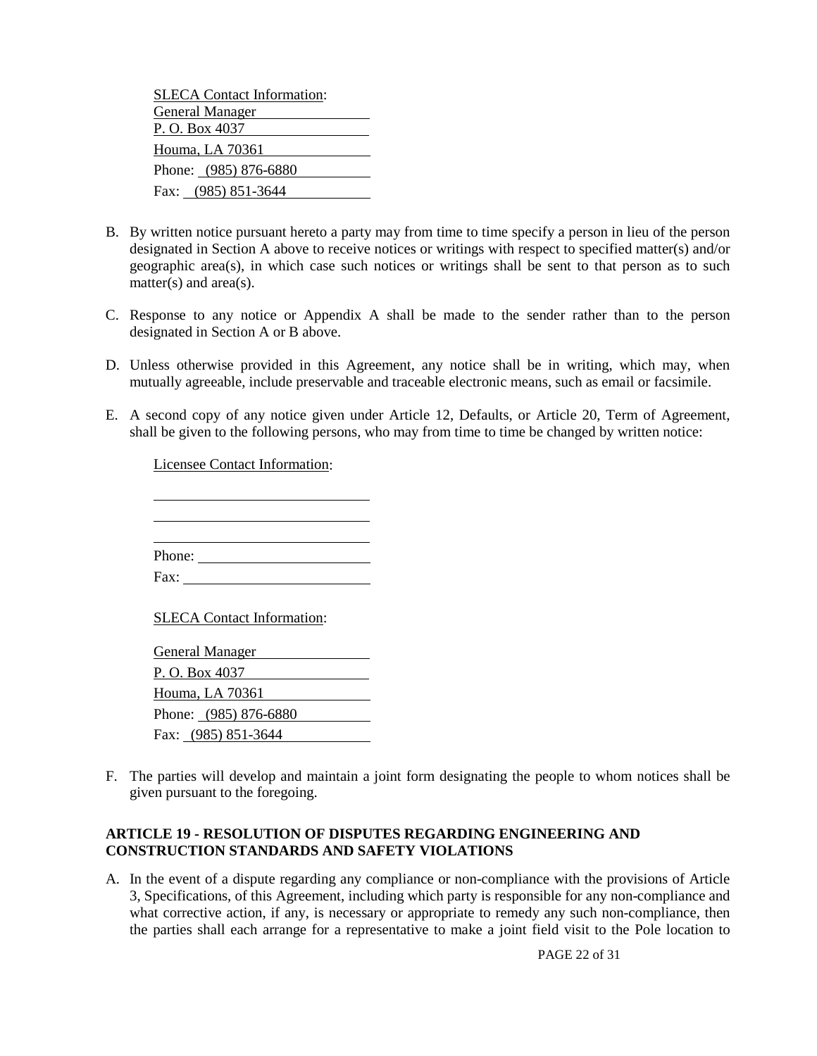SLECA Contact Information:
General Manager
P. O. Box 4037
Houma, LA 70361
Phone: (985) 876-6880
Fax: (985) 851-3644

B. By written notice pursuant hereto a party may from time to time specify a person in lieu of the person designated in Section A above to receive notices or writings with respect to specified matter(s) and/or geographic area(s), in which case such notices or writings shall be sent to that person as to such matter(s) and area(s).

C. Response to any notice or Appendix A shall be made to the sender rather than to the person designated in Section A or B above.

D. Unless otherwise provided in this Agreement, any notice shall be in writing, which may, when mutually agreeable, include preservable and traceable electronic means, such as email or facsimile.

E. A second copy of any notice given under Article 12, Defaults, or Article 20, Term of Agreement, shall be given to the following persons, who may from time to time be changed by written notice:

Licensee Contact Information:

______________________________
______________________________
______________________________
Phone: ________________________
Fax: __________________________

SLECA Contact Information:

General Manager
P. O. Box 4037
Houma, LA 70361
Phone: (985) 876-6880
Fax: (985) 851-3644

F. The parties will develop and maintain a joint form designating the people to whom notices shall be given pursuant to the foregoing.

## ARTICLE 19 - RESOLUTION OF DISPUTES REGARDING ENGINEERING AND CONSTRUCTION STANDARDS AND SAFETY VIOLATIONS

A. In the event of a dispute regarding any compliance or non-compliance with the provisions of Article 3, Specifications, of this Agreement, including which party is responsible for any non-compliance and what corrective action, if any, is necessary or appropriate to remedy any such non-compliance, then the parties shall each arrange for a representative to make a joint field visit to the Pole location to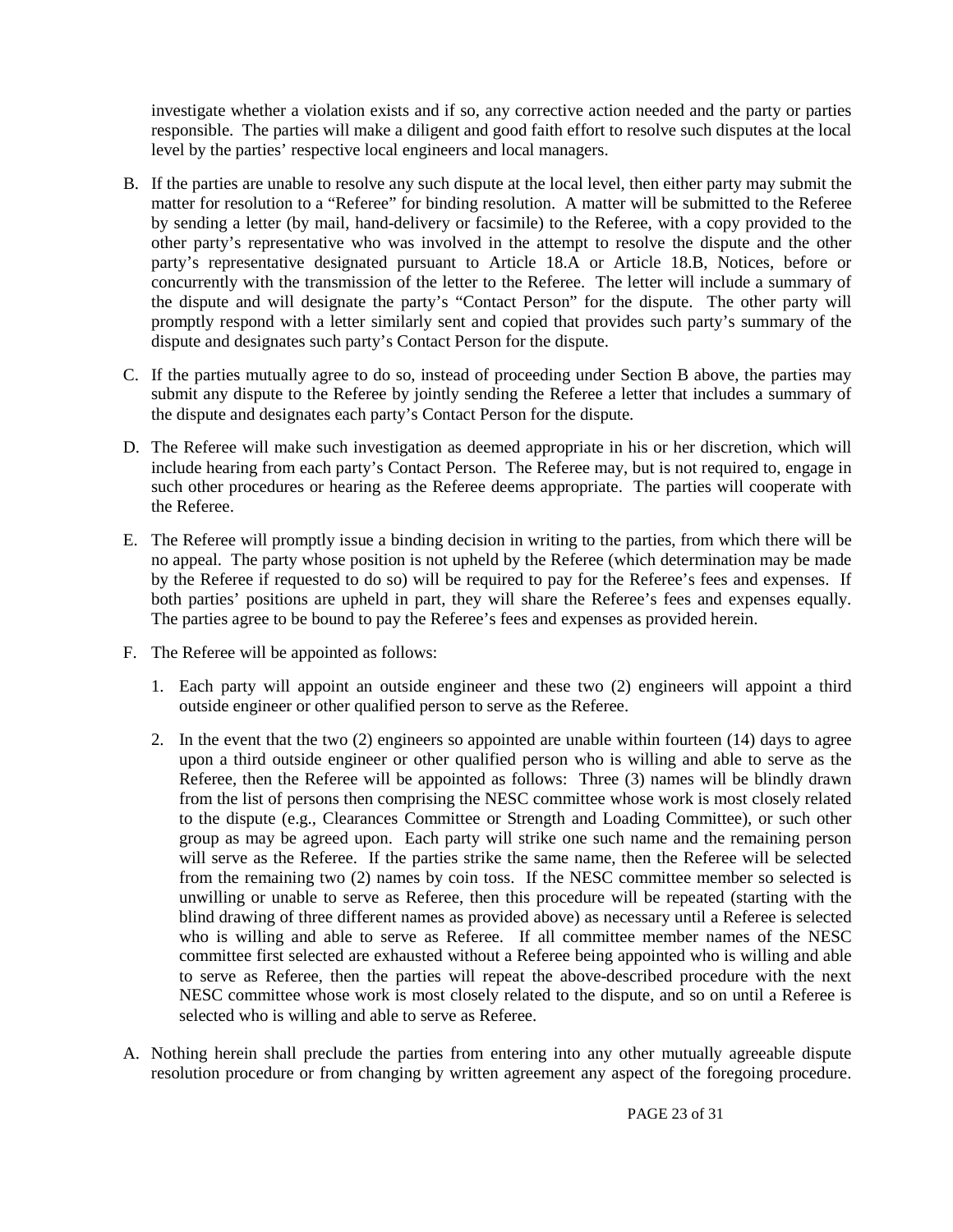investigate whether a violation exists and if so, any corrective action needed and the party or parties responsible. The parties will make a diligent and good faith effort to resolve such disputes at the local level by the parties' respective local engineers and local managers.

B. If the parties are unable to resolve any such dispute at the local level, then either party may submit the matter for resolution to a "Referee" for binding resolution. A matter will be submitted to the Referee by sending a letter (by mail, hand-delivery or facsimile) to the Referee, with a copy provided to the other party's representative who was involved in the attempt to resolve the dispute and the other party's representative designated pursuant to Article 18.A or Article 18.B, Notices, before or concurrently with the transmission of the letter to the Referee. The letter will include a summary of the dispute and will designate the party's "Contact Person" for the dispute. The other party will promptly respond with a letter similarly sent and copied that provides such party's summary of the dispute and designates such party's Contact Person for the dispute.

C. If the parties mutually agree to do so, instead of proceeding under Section B above, the parties may submit any dispute to the Referee by jointly sending the Referee a letter that includes a summary of the dispute and designates each party's Contact Person for the dispute.

D. The Referee will make such investigation as deemed appropriate in his or her discretion, which will include hearing from each party's Contact Person. The Referee may, but is not required to, engage in such other procedures or hearing as the Referee deems appropriate. The parties will cooperate with the Referee.

E. The Referee will promptly issue a binding decision in writing to the parties, from which there will be no appeal. The party whose position is not upheld by the Referee (which determination may be made by the Referee if requested to do so) will be required to pay for the Referee's fees and expenses. If both parties' positions are upheld in part, they will share the Referee's fees and expenses equally. The parties agree to be bound to pay the Referee's fees and expenses as provided herein.

F. The Referee will be appointed as follows:

   1. Each party will appoint an outside engineer and these two (2) engineers will appoint a third outside engineer or other qualified person to serve as the Referee.

   2. In the event that the two (2) engineers so appointed are unable within fourteen (14) days to agree upon a third outside engineer or other qualified person who is willing and able to serve as the Referee, then the Referee will be appointed as follows: Three (3) names will be blindly drawn from the list of persons then comprising the NESC committee whose work is most closely related to the dispute (e.g., Clearances Committee or Strength and Loading Committee), or such other group as may be agreed upon. Each party will strike one such name and the remaining person will serve as the Referee. If the parties strike the same name, then the Referee will be selected from the remaining two (2) names by coin toss. If the NESC committee member so selected is unwilling or unable to serve as Referee, then this procedure will be repeated (starting with the blind drawing of three different names as provided above) as necessary until a Referee is selected who is willing and able to serve as Referee. If all committee member names of the NESC committee first selected are exhausted without a Referee being appointed who is willing and able to serve as Referee, then the parties will repeat the above-described procedure with the next NESC committee whose work is most closely related to the dispute, and so on until a Referee is selected who is willing and able to serve as Referee.

A. Nothing herein shall preclude the parties from entering into any other mutually agreeable dispute resolution procedure or from changing by written agreement any aspect of the foregoing procedure.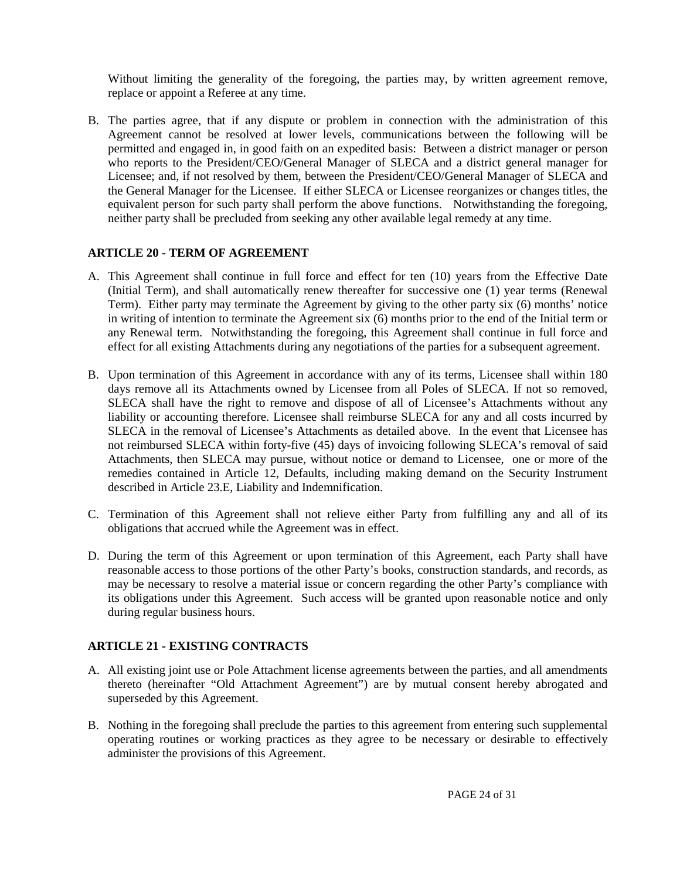Without limiting the generality of the foregoing, the parties may, by written agreement remove, replace or appoint a Referee at any time.

B. The parties agree, that if any dispute or problem in connection with the administration of this Agreement cannot be resolved at lower levels, communications between the following will be permitted and engaged in, in good faith on an expedited basis: Between a district manager or person who reports to the President/CEO/General Manager of SLECA and a district general manager for Licensee; and, if not resolved by them, between the President/CEO/General Manager of SLECA and the General Manager for the Licensee. If either SLECA or Licensee reorganizes or changes titles, the equivalent person for such party shall perform the above functions. Notwithstanding the foregoing, neither party shall be precluded from seeking any other available legal remedy at any time.

### ARTICLE 20 - TERM OF AGREEMENT

A. This Agreement shall continue in full force and effect for ten (10) years from the Effective Date (Initial Term), and shall automatically renew thereafter for successive one (1) year terms (Renewal Term). Either party may terminate the Agreement by giving to the other party six (6) months' notice in writing of intention to terminate the Agreement six (6) months prior to the end of the Initial term or any Renewal term. Notwithstanding the foregoing, this Agreement shall continue in full force and effect for all existing Attachments during any negotiations of the parties for a subsequent agreement.

B. Upon termination of this Agreement in accordance with any of its terms, Licensee shall within 180 days remove all its Attachments owned by Licensee from all Poles of SLECA. If not so removed, SLECA shall have the right to remove and dispose of all of Licensee's Attachments without any liability or accounting therefore. Licensee shall reimburse SLECA for any and all costs incurred by SLECA in the removal of Licensee's Attachments as detailed above. In the event that Licensee has not reimbursed SLECA within forty-five (45) days of invoicing following SLECA's removal of said Attachments, then SLECA may pursue, without notice or demand to Licensee, one or more of the remedies contained in Article 12, Defaults, including making demand on the Security Instrument described in Article 23.E, Liability and Indemnification.

C. Termination of this Agreement shall not relieve either Party from fulfilling any and all of its obligations that accrued while the Agreement was in effect.

D. During the term of this Agreement or upon termination of this Agreement, each Party shall have reasonable access to those portions of the other Party's books, construction standards, and records, as may be necessary to resolve a material issue or concern regarding the other Party's compliance with its obligations under this Agreement. Such access will be granted upon reasonable notice and only during regular business hours.

### ARTICLE 21 - EXISTING CONTRACTS

A. All existing joint use or Pole Attachment license agreements between the parties, and all amendments thereto (hereinafter "Old Attachment Agreement") are by mutual consent hereby abrogated and superseded by this Agreement.

B. Nothing in the foregoing shall preclude the parties to this agreement from entering such supplemental operating routines or working practices as they agree to be necessary or desirable to effectively administer the provisions of this Agreement.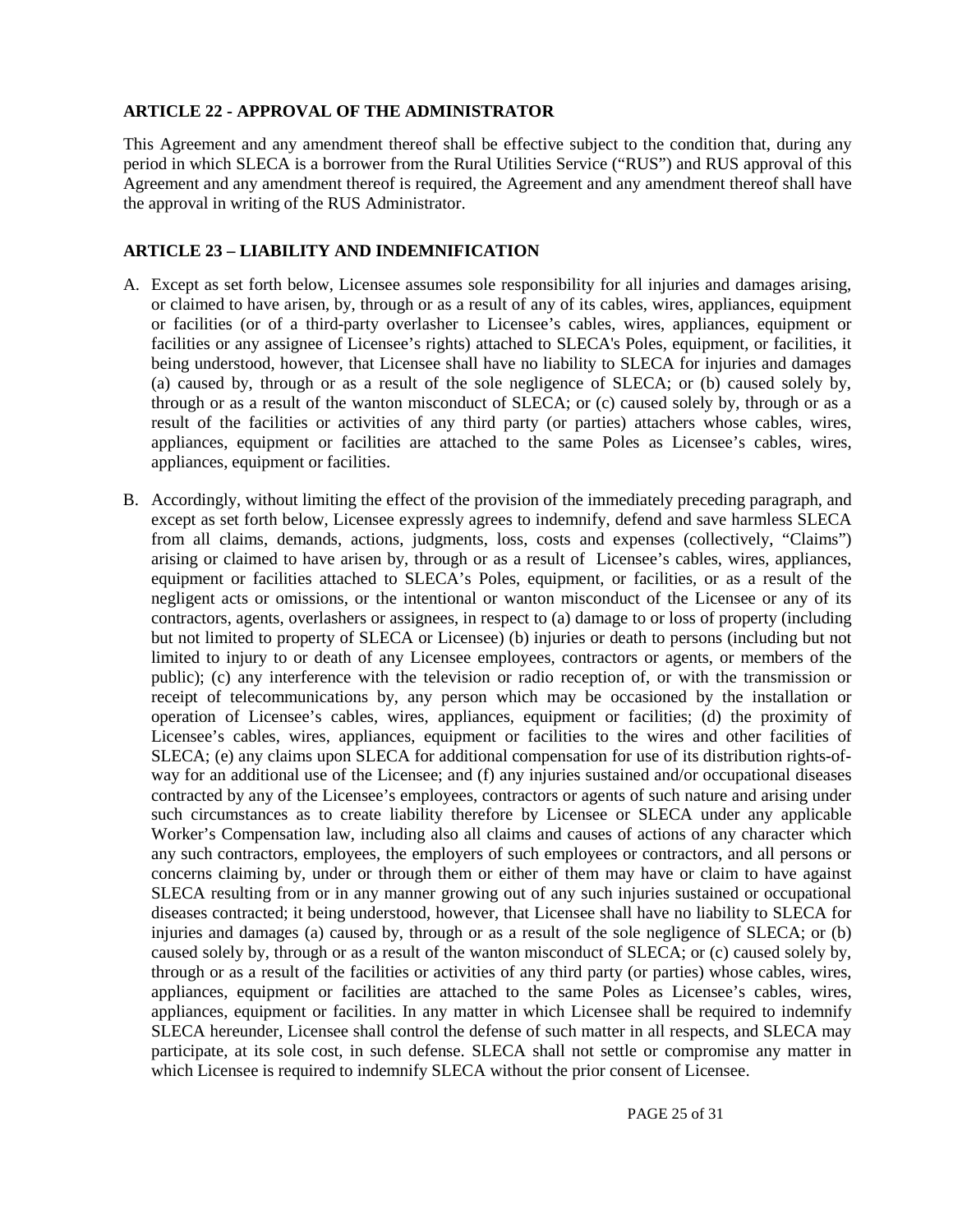**ARTICLE 22 - APPROVAL OF THE ADMINISTRATOR**

This Agreement and any amendment thereof shall be effective subject to the condition that, during any period in which SLECA is a borrower from the Rural Utilities Service ("RUS") and RUS approval of this Agreement and any amendment thereof is required, the Agreement and any amendment thereof shall have the approval in writing of the RUS Administrator.

**ARTICLE 23 – LIABILITY AND INDEMNIFICATION**

A. Except as set forth below, Licensee assumes sole responsibility for all injuries and damages arising, or claimed to have arisen, by, through or as a result of any of its cables, wires, appliances, equipment or facilities (or of a third-party overlasher to Licensee's cables, wires, appliances, equipment or facilities or any assignee of Licensee's rights) attached to SLECA's Poles, equipment, or facilities, it being understood, however, that Licensee shall have no liability to SLECA for injuries and damages (a) caused by, through or as a result of the sole negligence of SLECA; or (b) caused solely by, through or as a result of the wanton misconduct of SLECA; or (c) caused solely by, through or as a result of the facilities or activities of any third party (or parties) attachers whose cables, wires, appliances, equipment or facilities are attached to the same Poles as Licensee's cables, wires, appliances, equipment or facilities.

B. Accordingly, without limiting the effect of the provision of the immediately preceding paragraph, and except as set forth below, Licensee expressly agrees to indemnify, defend and save harmless SLECA from all claims, demands, actions, judgments, loss, costs and expenses (collectively, "Claims") arising or claimed to have arisen by, through or as a result of Licensee's cables, wires, appliances, equipment or facilities attached to SLECA's Poles, equipment, or facilities, or as a result of the negligent acts or omissions, or the intentional or wanton misconduct of the Licensee or any of its contractors, agents, overlashers or assignees, in respect to (a) damage to or loss of property (including but not limited to property of SLECA or Licensee) (b) injuries or death to persons (including but not limited to injury to or death of any Licensee employees, contractors or agents, or members of the public); (c) any interference with the television or radio reception of, or with the transmission or receipt of telecommunications by, any person which may be occasioned by the installation or operation of Licensee's cables, wires, appliances, equipment or facilities; (d) the proximity of Licensee's cables, wires, appliances, equipment or facilities to the wires and other facilities of SLECA; (e) any claims upon SLECA for additional compensation for use of its distribution rights-of-way for an additional use of the Licensee; and (f) any injuries sustained and/or occupational diseases contracted by any of the Licensee's employees, contractors or agents of such nature and arising under such circumstances as to create liability therefore by Licensee or SLECA under any applicable Worker's Compensation law, including also all claims and causes of actions of any character which any such contractors, employees, the employers of such employees or contractors, and all persons or concerns claiming by, under or through them or either of them may have or claim to have against SLECA resulting from or in any manner growing out of any such injuries sustained or occupational diseases contracted; it being understood, however, that Licensee shall have no liability to SLECA for injuries and damages (a) caused by, through or as a result of the sole negligence of SLECA; or (b) caused solely by, through or as a result of the wanton misconduct of SLECA; or (c) caused solely by, through or as a result of the facilities or activities of any third party (or parties) whose cables, wires, appliances, equipment or facilities are attached to the same Poles as Licensee's cables, wires, appliances, equipment or facilities. In any matter in which Licensee shall be required to indemnify SLECA hereunder, Licensee shall control the defense of such matter in all respects, and SLECA may participate, at its sole cost, in such defense. SLECA shall not settle or compromise any matter in which Licensee is required to indemnify SLECA without the prior consent of Licensee.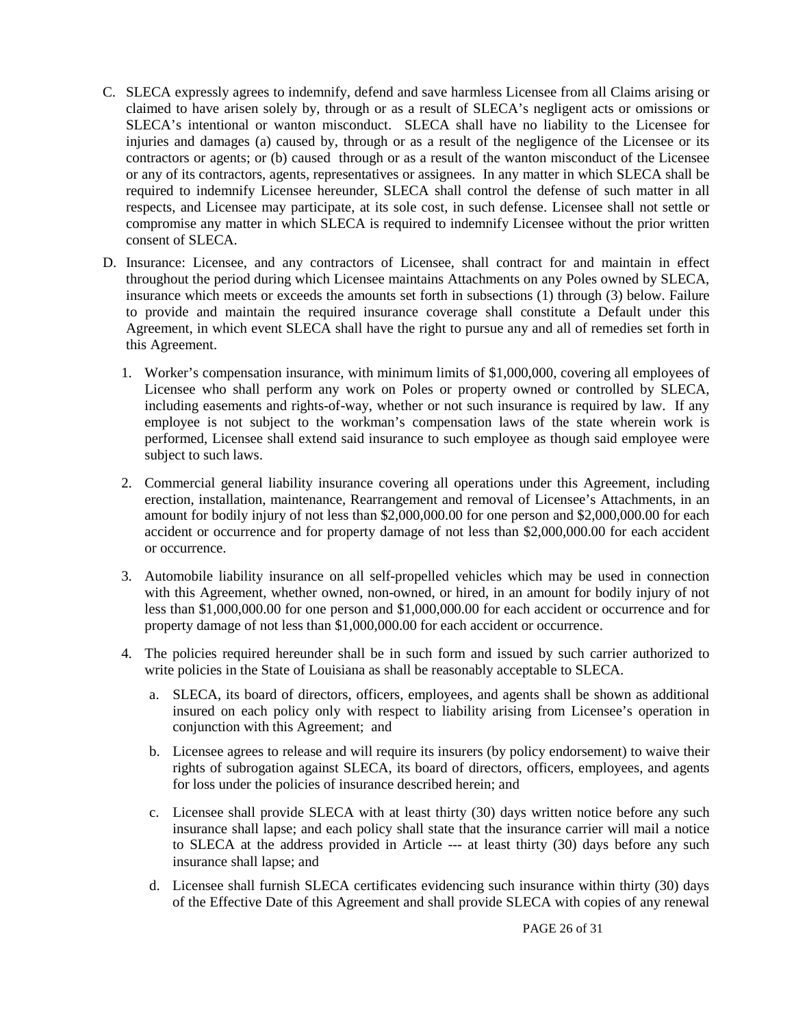C. SLECA expressly agrees to indemnify, defend and save harmless Licensee from all Claims arising or claimed to have arisen solely by, through or as a result of SLECA's negligent acts or omissions or SLECA's intentional or wanton misconduct. SLECA shall have no liability to the Licensee for injuries and damages (a) caused by, through or as a result of the negligence of the Licensee or its contractors or agents; or (b) caused through or as a result of the wanton misconduct of the Licensee or any of its contractors, agents, representatives or assignees. In any matter in which SLECA shall be required to indemnify Licensee hereunder, SLECA shall control the defense of such matter in all respects, and Licensee may participate, at its sole cost, in such defense. Licensee shall not settle or compromise any matter in which SLECA is required to indemnify Licensee without the prior written consent of SLECA.

D. Insurance: Licensee, and any contractors of Licensee, shall contract for and maintain in effect throughout the period during which Licensee maintains Attachments on any Poles owned by SLECA, insurance which meets or exceeds the amounts set forth in subsections (1) through (3) below. Failure to provide and maintain the required insurance coverage shall constitute a Default under this Agreement, in which event SLECA shall have the right to pursue any and all of remedies set forth in this Agreement.

   1. Worker's compensation insurance, with minimum limits of $1,000,000, covering all employees of Licensee who shall perform any work on Poles or property owned or controlled by SLECA, including easements and rights-of-way, whether or not such insurance is required by law. If any employee is not subject to the workman's compensation laws of the state wherein work is performed, Licensee shall extend said insurance to such employee as though said employee were subject to such laws.

   2. Commercial general liability insurance covering all operations under this Agreement, including erection, installation, maintenance, Rearrangement and removal of Licensee's Attachments, in an amount for bodily injury of not less than $2,000,000.00 for one person and $2,000,000.00 for each accident or occurrence and for property damage of not less than $2,000,000.00 for each accident or occurrence.

   3. Automobile liability insurance on all self-propelled vehicles which may be used in connection with this Agreement, whether owned, non-owned, or hired, in an amount for bodily injury of not less than $1,000,000.00 for one person and $1,000,000.00 for each accident or occurrence and for property damage of not less than $1,000,000.00 for each accident or occurrence.

   4. The policies required hereunder shall be in such form and issued by such carrier authorized to write policies in the State of Louisiana as shall be reasonably acceptable to SLECA.

      a. SLECA, its board of directors, officers, employees, and agents shall be shown as additional insured on each policy only with respect to liability arising from Licensee's operation in conjunction with this Agreement; and

      b. Licensee agrees to release and will require its insurers (by policy endorsement) to waive their rights of subrogation against SLECA, its board of directors, officers, employees, and agents for loss under the policies of insurance described herein; and

      c. Licensee shall provide SLECA with at least thirty (30) days written notice before any such insurance shall lapse; and each policy shall state that the insurance carrier will mail a notice to SLECA at the address provided in Article --- at least thirty (30) days before any such insurance shall lapse; and

      d. Licensee shall furnish SLECA certificates evidencing such insurance within thirty (30) days of the Effective Date of this Agreement and shall provide SLECA with copies of any renewal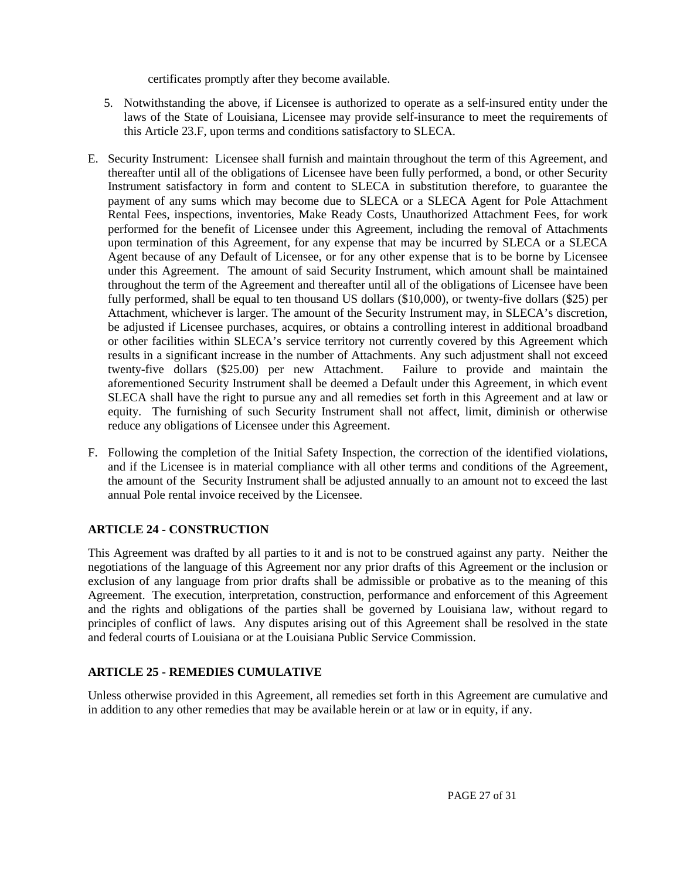certificates promptly after they become available.

5. Notwithstanding the above, if Licensee is authorized to operate as a self-insured entity under the laws of the State of Louisiana, Licensee may provide self-insurance to meet the requirements of this Article 23.F, upon terms and conditions satisfactory to SLECA.

E. Security Instrument: Licensee shall furnish and maintain throughout the term of this Agreement, and thereafter until all of the obligations of Licensee have been fully performed, a bond, or other Security Instrument satisfactory in form and content to SLECA in substitution therefore, to guarantee the payment of any sums which may become due to SLECA or a SLECA Agent for Pole Attachment Rental Fees, inspections, inventories, Make Ready Costs, Unauthorized Attachment Fees, for work performed for the benefit of Licensee under this Agreement, including the removal of Attachments upon termination of this Agreement, for any expense that may be incurred by SLECA or a SLECA Agent because of any Default of Licensee, or for any other expense that is to be borne by Licensee under this Agreement. The amount of said Security Instrument, which amount shall be maintained throughout the term of the Agreement and thereafter until all of the obligations of Licensee have been fully performed, shall be equal to ten thousand US dollars ($10,000), or twenty-five dollars ($25) per Attachment, whichever is larger. The amount of the Security Instrument may, in SLECA's discretion, be adjusted if Licensee purchases, acquires, or obtains a controlling interest in additional broadband or other facilities within SLECA's service territory not currently covered by this Agreement which results in a significant increase in the number of Attachments. Any such adjustment shall not exceed twenty-five dollars ($25.00) per new Attachment. Failure to provide and maintain the aforementioned Security Instrument shall be deemed a Default under this Agreement, in which event SLECA shall have the right to pursue any and all remedies set forth in this Agreement and at law or equity. The furnishing of such Security Instrument shall not affect, limit, diminish or otherwise reduce any obligations of Licensee under this Agreement.

F. Following the completion of the Initial Safety Inspection, the correction of the identified violations, and if the Licensee is in material compliance with all other terms and conditions of the Agreement, the amount of the Security Instrument shall be adjusted annually to an amount not to exceed the last annual Pole rental invoice received by the Licensee.

## ARTICLE 24 - CONSTRUCTION

This Agreement was drafted by all parties to it and is not to be construed against any party. Neither the negotiations of the language of this Agreement nor any prior drafts of this Agreement or the inclusion or exclusion of any language from prior drafts shall be admissible or probative as to the meaning of this Agreement. The execution, interpretation, construction, performance and enforcement of this Agreement and the rights and obligations of the parties shall be governed by Louisiana law, without regard to principles of conflict of laws. Any disputes arising out of this Agreement shall be resolved in the state and federal courts of Louisiana or at the Louisiana Public Service Commission.

## ARTICLE 25 - REMEDIES CUMULATIVE

Unless otherwise provided in this Agreement, all remedies set forth in this Agreement are cumulative and in addition to any other remedies that may be available herein or at law or in equity, if any.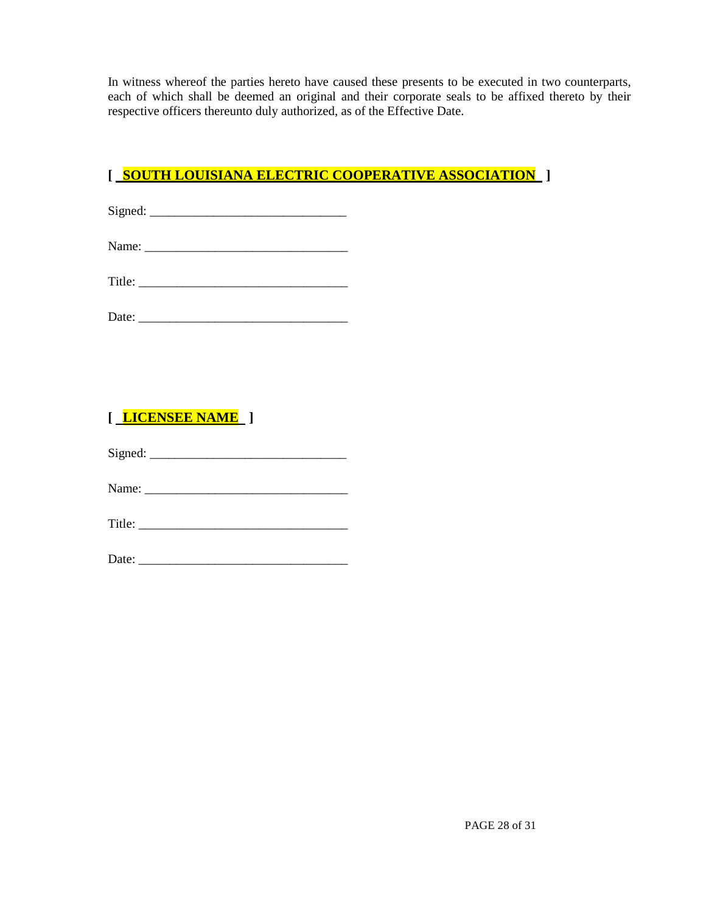In witness whereof the parties hereto have caused these presents to be executed in two counterparts, each of which shall be deemed an original and their corporate seals to be affixed thereto by their respective officers thereunto duly authorized, as of the Effective Date.

**[ SOUTH LOUISIANA ELECTRIC COOPERATIVE ASSOCIATION ]**

Signed: ______________________________

Name: _______________________________

Title: ________________________________

Date: ________________________________

**[ LICENSEE NAME ]**

Signed: ______________________________

Name: _______________________________

Title: ________________________________

Date: ________________________________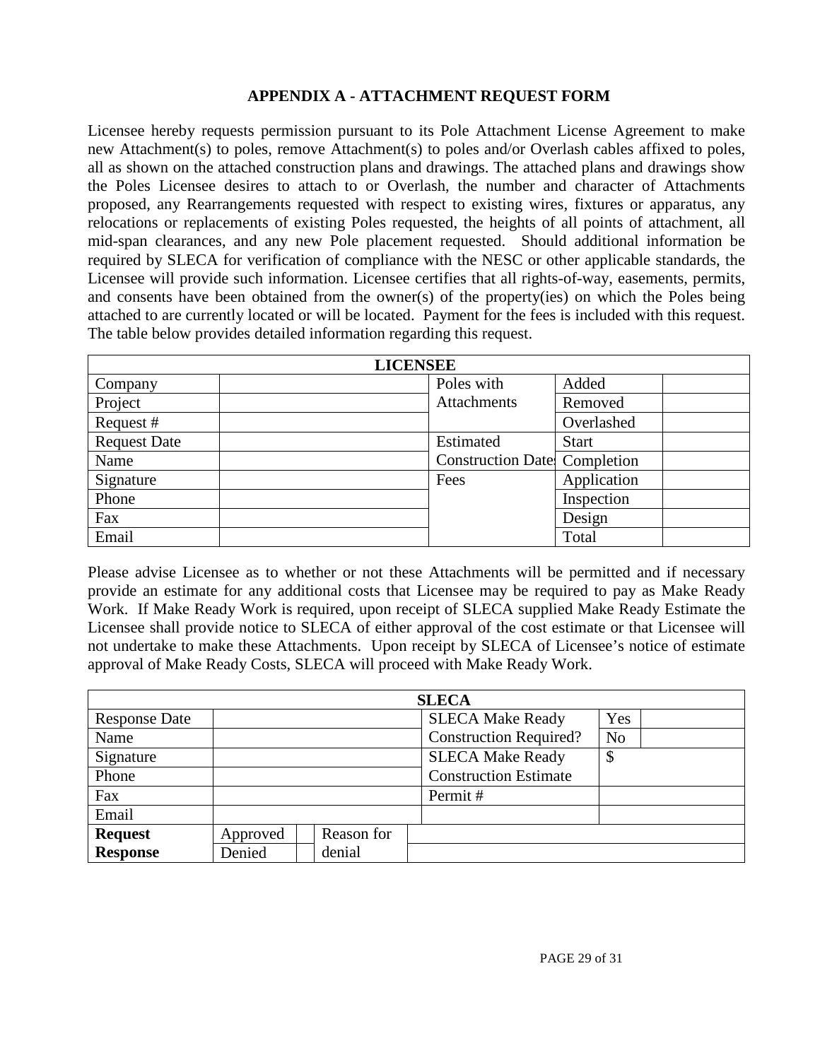## APPENDIX A - ATTACHMENT REQUEST FORM

Licensee hereby requests permission pursuant to its Pole Attachment License Agreement to make new Attachment(s) to poles, remove Attachment(s) to poles and/or Overlash cables affixed to poles, all as shown on the attached construction plans and drawings. The attached plans and drawings show the Poles Licensee desires to attach to or Overlash, the number and character of Attachments proposed, any Rearrangements requested with respect to existing wires, fixtures or apparatus, any relocations or replacements of existing Poles requested, the heights of all points of attachment, all mid-span clearances, and any new Pole placement requested. Should additional information be required by SLECA for verification of compliance with the NESC or other applicable standards, the Licensee will provide such information. Licensee certifies that all rights-of-way, easements, permits, and consents have been obtained from the owner(s) of the property(ies) on which the Poles being attached to are currently located or will be located. Payment for the fees is included with this request. The table below provides detailed information regarding this request.

| LICENSEE | | | | |
|---|---|---|---|---|
| Company | | Poles with Attachments | Added | |
| Project | | | Removed | |
| Request # | | | Overlashed | |
| Request Date | | Estimated Construction Dates | Start | |
| Name | | | Completion | |
| Signature | | Fees | Application | |
| Phone | | | Inspection | |
| Fax | | | Design | |
| Email | | | Total | |

Please advise Licensee as to whether or not these Attachments will be permitted and if necessary provide an estimate for any additional costs that Licensee may be required to pay as Make Ready Work. If Make Ready Work is required, upon receipt of SLECA supplied Make Ready Estimate the Licensee shall provide notice to SLECA of either approval of the cost estimate or that Licensee will not undertake to make these Attachments. Upon receipt by SLECA of Licensee's notice of estimate approval of Make Ready Costs, SLECA will proceed with Make Ready Work.

| SLECA | | | | | | |
|---|---|---|---|---|---|---|
| Response Date | | | | SLECA Make Ready Construction Required? | Yes | |
| Name | | | | | No | |
| Signature | | | | SLECA Make Ready Construction Estimate | $ | |
| Phone | | | | | | |
| Fax | | | | Permit # | | |
| Email | | | | | | |
| **Request Response** | Approved | | Reason for denial | | | |
| | Denied | | | | | |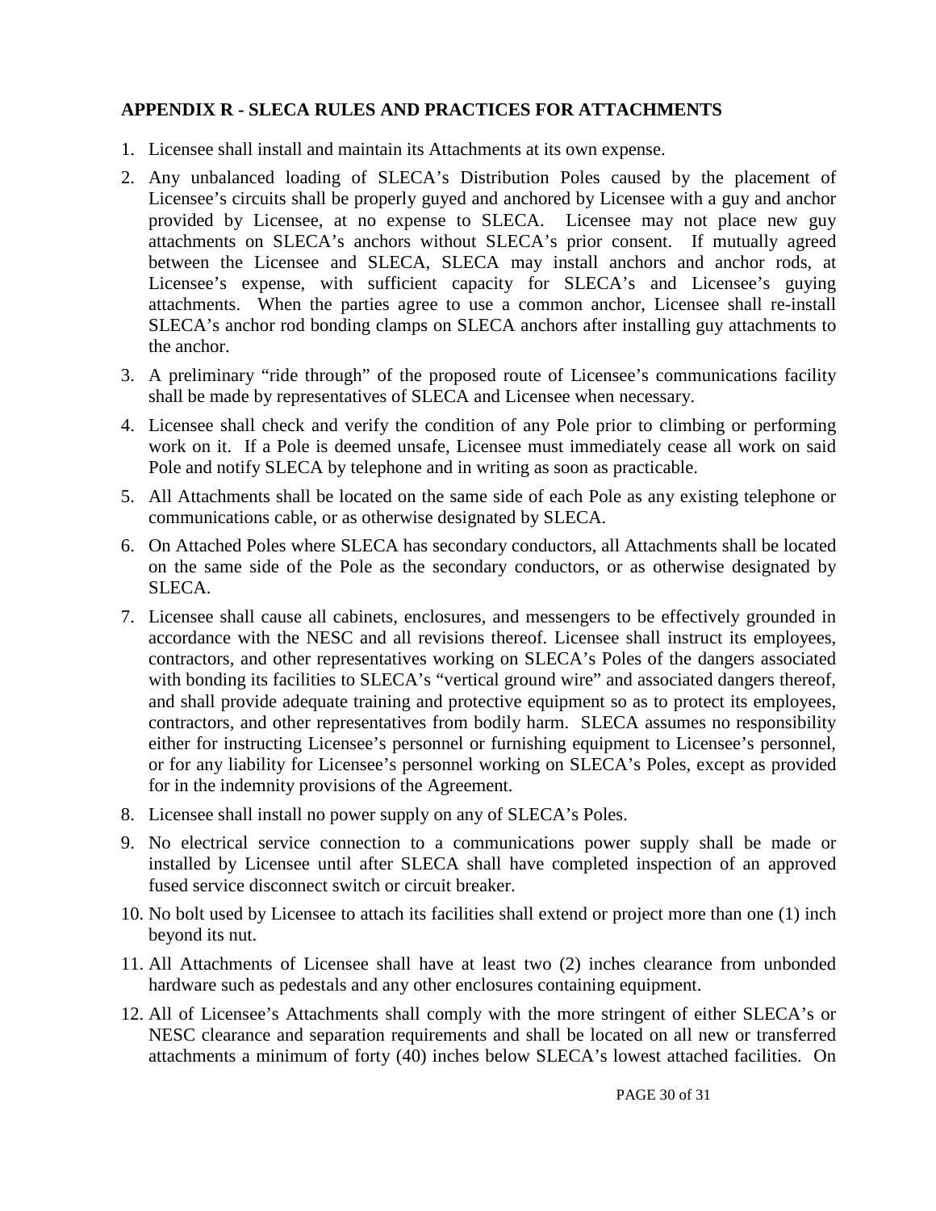## APPENDIX R - SLECA RULES AND PRACTICES FOR ATTACHMENTS

1. Licensee shall install and maintain its Attachments at its own expense.
2. Any unbalanced loading of SLECA's Distribution Poles caused by the placement of Licensee's circuits shall be properly guyed and anchored by Licensee with a guy and anchor provided by Licensee, at no expense to SLECA. Licensee may not place new guy attachments on SLECA's anchors without SLECA's prior consent. If mutually agreed between the Licensee and SLECA, SLECA may install anchors and anchor rods, at Licensee's expense, with sufficient capacity for SLECA's and Licensee's guying attachments. When the parties agree to use a common anchor, Licensee shall re-install SLECA's anchor rod bonding clamps on SLECA anchors after installing guy attachments to the anchor.
3. A preliminary "ride through" of the proposed route of Licensee's communications facility shall be made by representatives of SLECA and Licensee when necessary.
4. Licensee shall check and verify the condition of any Pole prior to climbing or performing work on it. If a Pole is deemed unsafe, Licensee must immediately cease all work on said Pole and notify SLECA by telephone and in writing as soon as practicable.
5. All Attachments shall be located on the same side of each Pole as any existing telephone or communications cable, or as otherwise designated by SLECA.
6. On Attached Poles where SLECA has secondary conductors, all Attachments shall be located on the same side of the Pole as the secondary conductors, or as otherwise designated by SLECA.
7. Licensee shall cause all cabinets, enclosures, and messengers to be effectively grounded in accordance with the NESC and all revisions thereof. Licensee shall instruct its employees, contractors, and other representatives working on SLECA's Poles of the dangers associated with bonding its facilities to SLECA's "vertical ground wire" and associated dangers thereof, and shall provide adequate training and protective equipment so as to protect its employees, contractors, and other representatives from bodily harm. SLECA assumes no responsibility either for instructing Licensee's personnel or furnishing equipment to Licensee's personnel, or for any liability for Licensee's personnel working on SLECA's Poles, except as provided for in the indemnity provisions of the Agreement.
8. Licensee shall install no power supply on any of SLECA's Poles.
9. No electrical service connection to a communications power supply shall be made or installed by Licensee until after SLECA shall have completed inspection of an approved fused service disconnect switch or circuit breaker.
10. No bolt used by Licensee to attach its facilities shall extend or project more than one (1) inch beyond its nut.
11. All Attachments of Licensee shall have at least two (2) inches clearance from unbonded hardware such as pedestals and any other enclosures containing equipment.
12. All of Licensee's Attachments shall comply with the more stringent of either SLECA's or NESC clearance and separation requirements and shall be located on all new or transferred attachments a minimum of forty (40) inches below SLECA's lowest attached facilities. On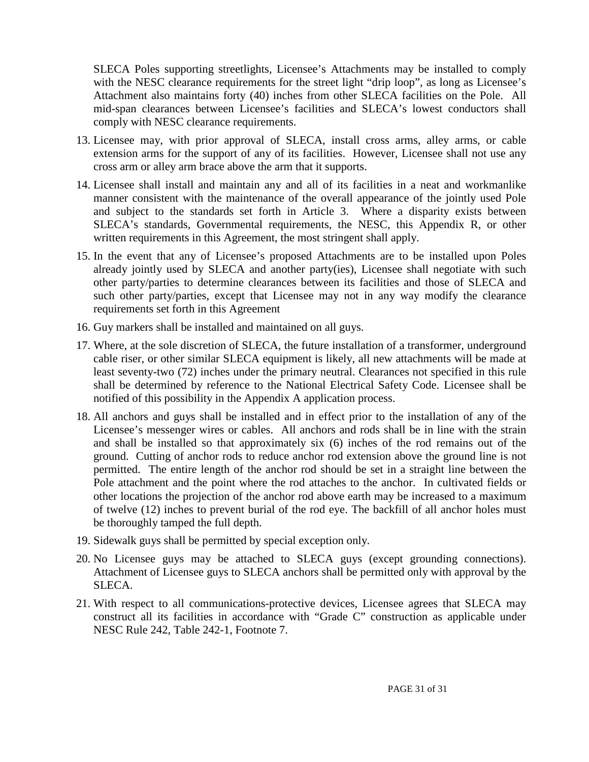SLECA Poles supporting streetlights, Licensee's Attachments may be installed to comply with the NESC clearance requirements for the street light "drip loop", as long as Licensee's Attachment also maintains forty (40) inches from other SLECA facilities on the Pole. All mid-span clearances between Licensee's facilities and SLECA's lowest conductors shall comply with NESC clearance requirements.

13. Licensee may, with prior approval of SLECA, install cross arms, alley arms, or cable extension arms for the support of any of its facilities. However, Licensee shall not use any cross arm or alley arm brace above the arm that it supports.

14. Licensee shall install and maintain any and all of its facilities in a neat and workmanlike manner consistent with the maintenance of the overall appearance of the jointly used Pole and subject to the standards set forth in Article 3. Where a disparity exists between SLECA's standards, Governmental requirements, the NESC, this Appendix R, or other written requirements in this Agreement, the most stringent shall apply.

15. In the event that any of Licensee's proposed Attachments are to be installed upon Poles already jointly used by SLECA and another party(ies), Licensee shall negotiate with such other party/parties to determine clearances between its facilities and those of SLECA and such other party/parties, except that Licensee may not in any way modify the clearance requirements set forth in this Agreement

16. Guy markers shall be installed and maintained on all guys.

17. Where, at the sole discretion of SLECA, the future installation of a transformer, underground cable riser, or other similar SLECA equipment is likely, all new attachments will be made at least seventy-two (72) inches under the primary neutral. Clearances not specified in this rule shall be determined by reference to the National Electrical Safety Code. Licensee shall be notified of this possibility in the Appendix A application process.

18. All anchors and guys shall be installed and in effect prior to the installation of any of the Licensee's messenger wires or cables. All anchors and rods shall be in line with the strain and shall be installed so that approximately six (6) inches of the rod remains out of the ground. Cutting of anchor rods to reduce anchor rod extension above the ground line is not permitted. The entire length of the anchor rod should be set in a straight line between the Pole attachment and the point where the rod attaches to the anchor. In cultivated fields or other locations the projection of the anchor rod above earth may be increased to a maximum of twelve (12) inches to prevent burial of the rod eye. The backfill of all anchor holes must be thoroughly tamped the full depth.

19. Sidewalk guys shall be permitted by special exception only.

20. No Licensee guys may be attached to SLECA guys (except grounding connections). Attachment of Licensee guys to SLECA anchors shall be permitted only with approval by the SLECA.

21. With respect to all communications-protective devices, Licensee agrees that SLECA may construct all its facilities in accordance with "Grade C" construction as applicable under NESC Rule 242, Table 242-1, Footnote 7.